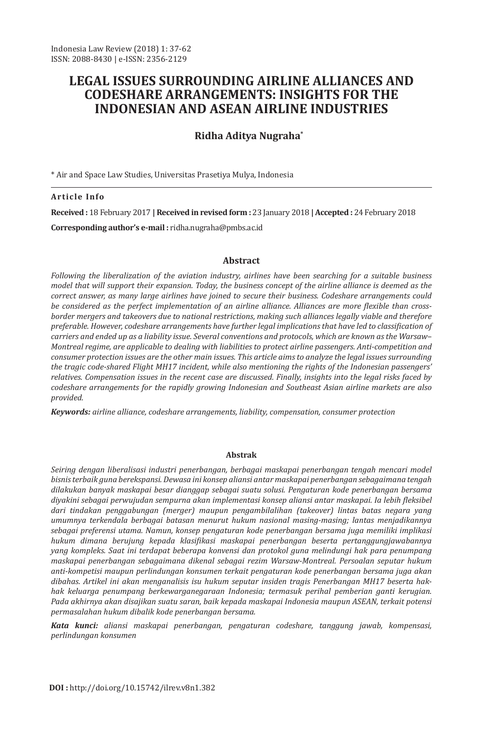# LEGAL ISSUES SURROUNDING AIRLINE ALLIANCES AND CODESHARE ARRANGEMENTS: INSIGHTS FOR THE INDONESIAN AND ASEAN AIRLINE INDUSTRIES

**Ridha Aditya Nugraha***

\* Air and Space Law Studies, Universitas Prasetiya Mulya, Indonesia

---

**Article Info**

**Received :** 18 February 2017 **| Received in revised form :** 23 January 2018 **| Accepted :** 24 February 2018

**Corresponding author's e-mail :** ridha.nugraha@pmbs.ac.id

### Abstract

*Following the liberalization of the aviation industry, airlines have been searching for a suitable business model that will support their expansion. Today, the business concept of the airline alliance is deemed as the correct answer, as many large airlines have joined to secure their business. Codeshare arrangements could be considered as the perfect implementation of an airline alliance. Alliances are more flexible than cross-border mergers and takeovers due to national restrictions, making such alliances legally viable and therefore preferable. However, codeshare arrangements have further legal implications that have led to classification of carriers and ended up as a liability issue. Several conventions and protocols, which are known as the Warsaw–Montreal regime, are applicable to dealing with liabilities to protect airline passengers. Anti-competition and consumer protection issues are the other main issues. This article aims to analyze the legal issues surrounding the tragic code-shared Flight MH17 incident, while also mentioning the rights of the Indonesian passengers' relatives. Compensation issues in the recent case are discussed. Finally, insights into the legal risks faced by codeshare arrangements for the rapidly growing Indonesian and Southeast Asian airline markets are also provided.*

***Keywords:*** *airline alliance, codeshare arrangements, liability, compensation, consumer protection*

### Abstrak

*Seiring dengan liberalisasi industri penerbangan, berbagai maskapai penerbangan tengah mencari model bisnis terbaik guna berekspansi. Dewasa ini konsep aliansi antar maskapai penerbangan sebagaimana tengah dilakukan banyak maskapai besar dianggap sebagai suatu solusi. Pengaturan kode penerbangan bersama diyakini sebagai perwujudan sempurna akan implementasi konsep aliansi antar maskapai. Ia lebih fleksibel dari tindakan penggabungan (merger) maupun pengambilalihan (takeover) lintas batas negara yang umumnya terkendala berbagai batasan menurut hukum nasional masing-masing; lantas menjadikannya sebagai preferensi utama. Namun, konsep pengaturan kode penerbangan bersama juga memiliki implikasi hukum dimana berujung kepada klasifikasi maskapai penerbangan beserta pertanggungjawabannya yang kompleks. Saat ini terdapat beberapa konvensi dan protokol guna melindungi hak para penumpang maskapai penerbangan sebagaimana dikenal sebagai rezim Warsaw-Montreal. Persoalan seputar hukum anti-kompetisi maupun perlindungan konsumen terkait pengaturan kode penerbangan bersama juga akan dibahas. Artikel ini akan menganalisis isu hukum seputar insiden tragis Penerbangan MH17 beserta hak-hak keluarga penumpang berkewarganegaraan Indonesia; termasuk perihal pemberian ganti kerugian. Pada akhirnya akan disajikan suatu saran, baik kepada maskapai Indonesia maupun ASEAN, terkait potensi permasalahan hukum dibalik kode penerbangan bersama.*

***Kata kunci:*** *aliansi maskapai penerbangan, pengaturan codeshare, tanggung jawab, kompensasi, perlindungan konsumen*

**DOI :** http://doi.org/10.15742/ilrev.v8n1.382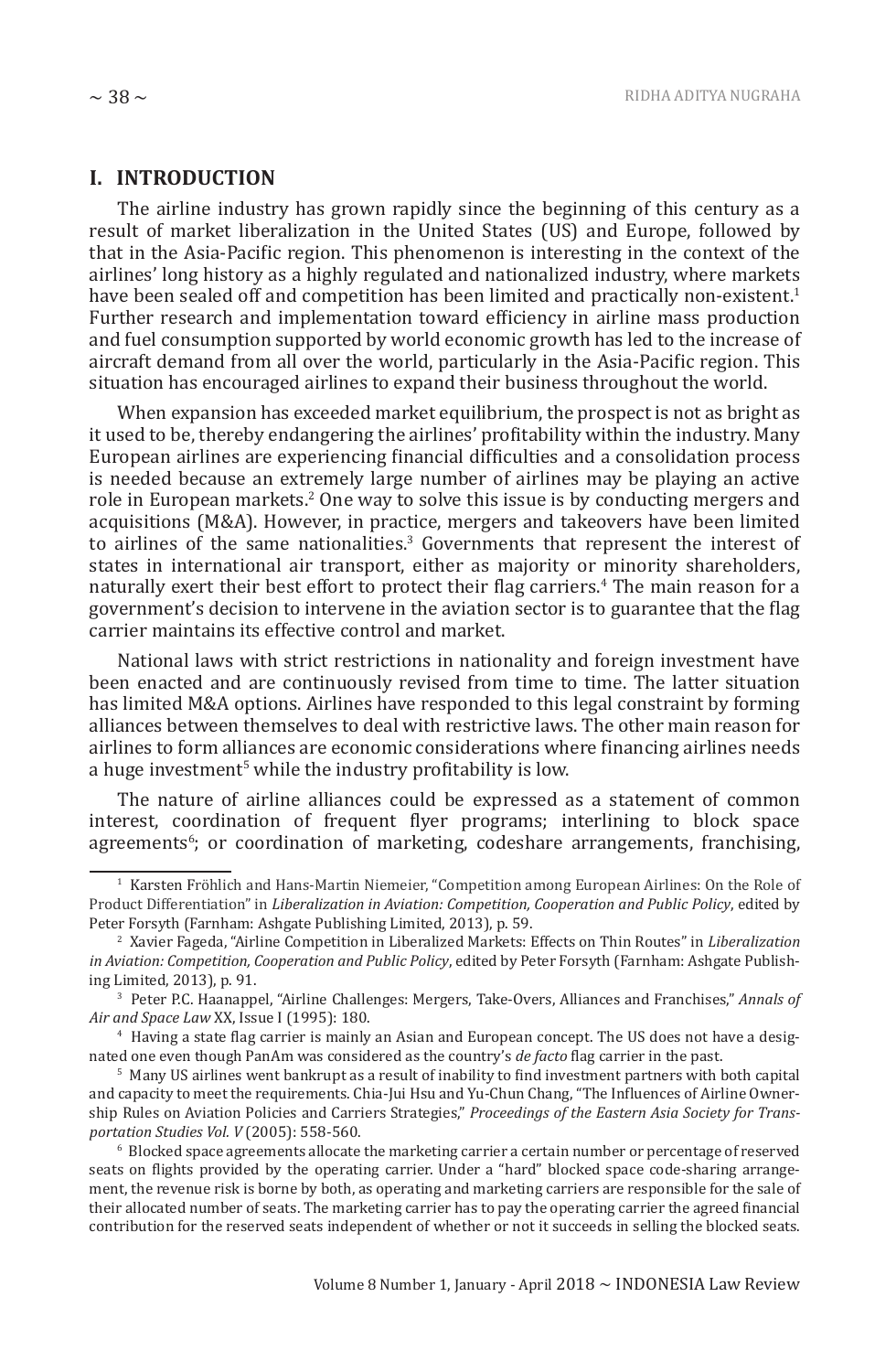## I. INTRODUCTION

The airline industry has grown rapidly since the beginning of this century as a result of market liberalization in the United States (US) and Europe, followed by that in the Asia-Pacific region. This phenomenon is interesting in the context of the airlines' long history as a highly regulated and nationalized industry, where markets have been sealed off and competition has been limited and practically non-existent.[1] Further research and implementation toward efficiency in airline mass production and fuel consumption supported by world economic growth has led to the increase of aircraft demand from all over the world, particularly in the Asia-Pacific region. This situation has encouraged airlines to expand their business throughout the world.

When expansion has exceeded market equilibrium, the prospect is not as bright as it used to be, thereby endangering the airlines' profitability within the industry. Many European airlines are experiencing financial difficulties and a consolidation process is needed because an extremely large number of airlines may be playing an active role in European markets.[2] One way to solve this issue is by conducting mergers and acquisitions (M&A). However, in practice, mergers and takeovers have been limited to airlines of the same nationalities.[3] Governments that represent the interest of states in international air transport, either as majority or minority shareholders, naturally exert their best effort to protect their flag carriers.[4] The main reason for a government's decision to intervene in the aviation sector is to guarantee that the flag carrier maintains its effective control and market.

National laws with strict restrictions in nationality and foreign investment have been enacted and are continuously revised from time to time. The latter situation has limited M&A options. Airlines have responded to this legal constraint by forming alliances between themselves to deal with restrictive laws. The other main reason for airlines to form alliances are economic considerations where financing airlines needs a huge investment[5] while the industry profitability is low.

The nature of airline alliances could be expressed as a statement of common interest, coordination of frequent flyer programs; interlining to block space agreements[6]; or coordination of marketing, codeshare arrangements, franchising,

---

[1] Karsten Fröhlich and Hans-Martin Niemeier, "Competition among European Airlines: On the Role of Product Differentiation" in *Liberalization in Aviation: Competition, Cooperation and Public Policy*, edited by Peter Forsyth (Farnham: Ashgate Publishing Limited, 2013), p. 59.

[2] Xavier Fageda, "Airline Competition in Liberalized Markets: Effects on Thin Routes" in *Liberalization in Aviation: Competition, Cooperation and Public Policy*, edited by Peter Forsyth (Farnham: Ashgate Publishing Limited, 2013), p. 91.

[3] Peter P.C. Haanappel, "Airline Challenges: Mergers, Take-Overs, Alliances and Franchises," *Annals of Air and Space Law* XX, Issue I (1995): 180.

[4] Having a state flag carrier is mainly an Asian and European concept. The US does not have a designated one even though PanAm was considered as the country's *de facto* flag carrier in the past.

[5] Many US airlines went bankrupt as a result of inability to find investment partners with both capital and capacity to meet the requirements. Chia-Jui Hsu and Yu-Chun Chang, "The Influences of Airline Ownership Rules on Aviation Policies and Carriers Strategies," *Proceedings of the Eastern Asia Society for Transportation Studies Vol. V* (2005): 558-560.

[6] Blocked space agreements allocate the marketing carrier a certain number or percentage of reserved seats on flights provided by the operating carrier. Under a "hard" blocked space code-sharing arrangement, the revenue risk is borne by both, as operating and marketing carriers are responsible for the sale of their allocated number of seats. The marketing carrier has to pay the operating carrier the agreed financial contribution for the reserved seats independent of whether or not it succeeds in selling the blocked seats.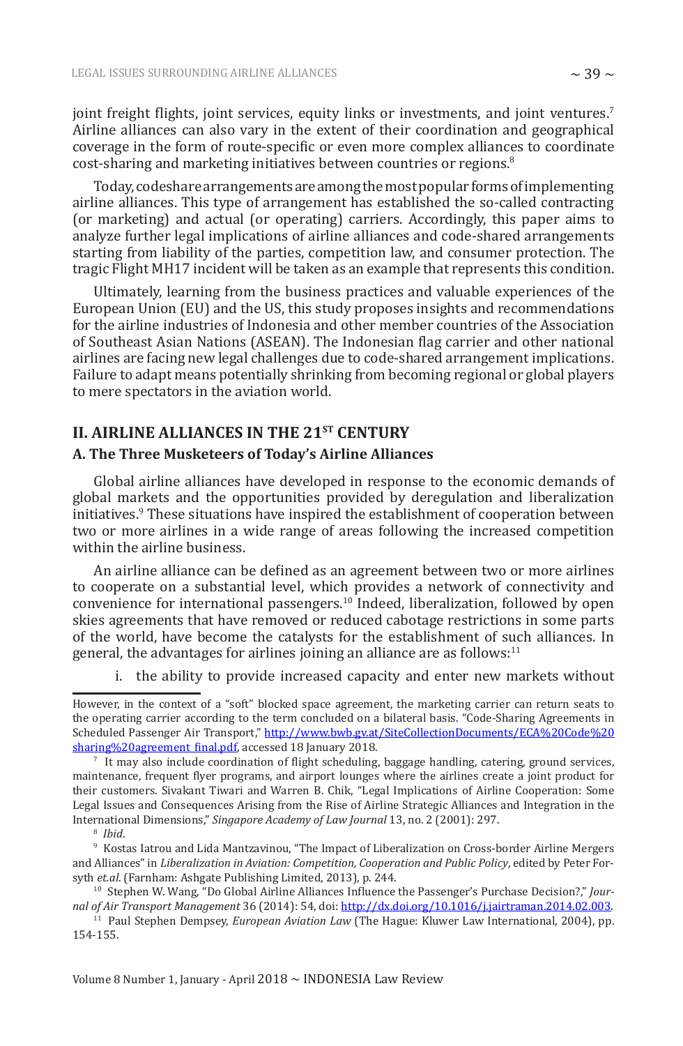joint freight flights, joint services, equity links or investments, and joint ventures.[7] Airline alliances can also vary in the extent of their coordination and geographical coverage in the form of route-specific or even more complex alliances to coordinate cost-sharing and marketing initiatives between countries or regions.[8]

Today, codeshare arrangements are among the most popular forms of implementing airline alliances. This type of arrangement has established the so-called contracting (or marketing) and actual (or operating) carriers. Accordingly, this paper aims to analyze further legal implications of airline alliances and code-shared arrangements starting from liability of the parties, competition law, and consumer protection. The tragic Flight MH17 incident will be taken as an example that represents this condition.

Ultimately, learning from the business practices and valuable experiences of the European Union (EU) and the US, this study proposes insights and recommendations for the airline industries of Indonesia and other member countries of the Association of Southeast Asian Nations (ASEAN). The Indonesian flag carrier and other national airlines are facing new legal challenges due to code-shared arrangement implications. Failure to adapt means potentially shrinking from becoming regional or global players to mere spectators in the aviation world.

## II. AIRLINE ALLIANCES IN THE 21ST CENTURY

### A. The Three Musketeers of Today's Airline Alliances

Global airline alliances have developed in response to the economic demands of global markets and the opportunities provided by deregulation and liberalization initiatives.[9] These situations have inspired the establishment of cooperation between two or more airlines in a wide range of areas following the increased competition within the airline business.

An airline alliance can be defined as an agreement between two or more airlines to cooperate on a substantial level, which provides a network of connectivity and convenience for international passengers.[10] Indeed, liberalization, followed by open skies agreements that have removed or reduced cabotage restrictions in some parts of the world, have become the catalysts for the establishment of such alliances. In general, the advantages for airlines joining an alliance are as follows:[11]

i. the ability to provide increased capacity and enter new markets without

---

However, in the context of a "soft" blocked space agreement, the marketing carrier can return seats to the operating carrier according to the term concluded on a bilateral basis. "Code-Sharing Agreements in Scheduled Passenger Air Transport," http://www.bwb.gv.at/SiteCollectionDocuments/ECA%20Code%20sharing%20agreement_final.pdf, accessed 18 January 2018.

[7] It may also include coordination of flight scheduling, baggage handling, catering, ground services, maintenance, frequent flyer programs, and airport lounges where the airlines create a joint product for their customers. Sivakant Tiwari and Warren B. Chik, "Legal Implications of Airline Cooperation: Some Legal Issues and Consequences Arising from the Rise of Airline Strategic Alliances and Integration in the International Dimensions," *Singapore Academy of Law Journal* 13, no. 2 (2001): 297.

[8] *Ibid*.

[9] Kostas Iatrou and Lida Mantzavinou, "The Impact of Liberalization on Cross-border Airline Mergers and Alliances" in *Liberalization in Aviation: Competition, Cooperation and Public Policy*, edited by Peter Forsyth *et.al.* (Farnham: Ashgate Publishing Limited, 2013), p. 244.

[10] Stephen W. Wang, "Do Global Airline Alliances Influence the Passenger's Purchase Decision?," *Journal of Air Transport Management* 36 (2014): 54, doi: http://dx.doi.org/10.1016/j.jairtraman.2014.02.003.

[11] Paul Stephen Dempsey, *European Aviation Law* (The Hague: Kluwer Law International, 2004), pp. 154-155.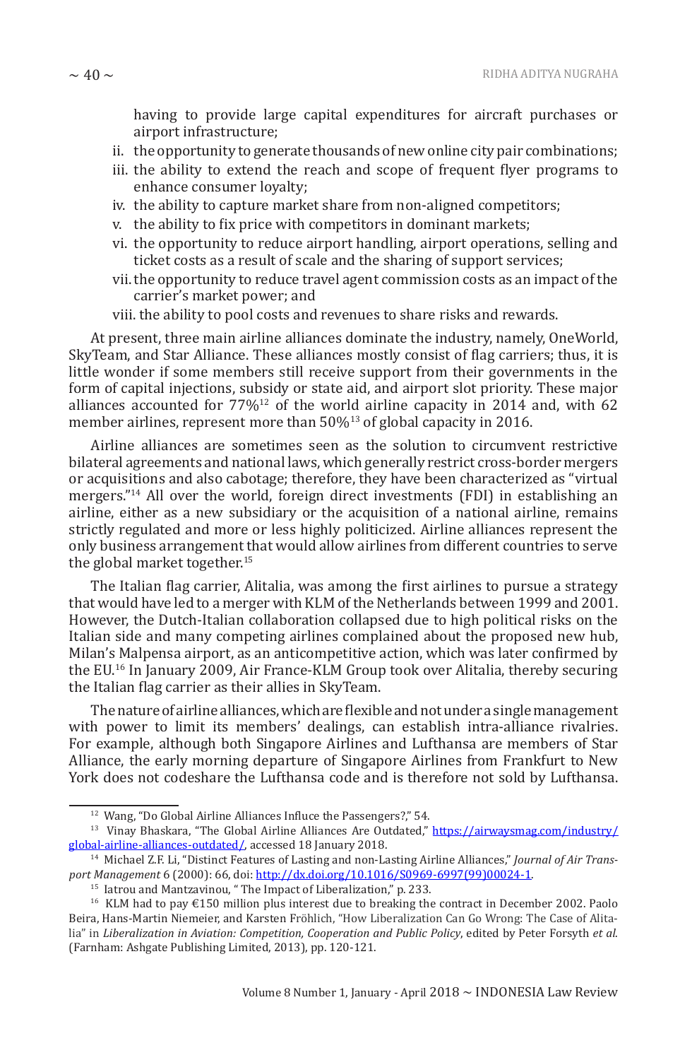having to provide large capital expenditures for aircraft purchases or airport infrastructure;

ii. the opportunity to generate thousands of new online city pair combinations;

iii. the ability to extend the reach and scope of frequent flyer programs to enhance consumer loyalty;

iv. the ability to capture market share from non-aligned competitors;

v. the ability to fix price with competitors in dominant markets;

vi. the opportunity to reduce airport handling, airport operations, selling and ticket costs as a result of scale and the sharing of support services;

vii. the opportunity to reduce travel agent commission costs as an impact of the carrier's market power; and

viii. the ability to pool costs and revenues to share risks and rewards.

At present, three main airline alliances dominate the industry, namely, OneWorld, SkyTeam, and Star Alliance. These alliances mostly consist of flag carriers; thus, it is little wonder if some members still receive support from their governments in the form of capital injections, subsidy or state aid, and airport slot priority. These major alliances accounted for 77%[12] of the world airline capacity in 2014 and, with 62 member airlines, represent more than 50%[13] of global capacity in 2016.

Airline alliances are sometimes seen as the solution to circumvent restrictive bilateral agreements and national laws, which generally restrict cross-border mergers or acquisitions and also cabotage; therefore, they have been characterized as "virtual mergers."[14] All over the world, foreign direct investments (FDI) in establishing an airline, either as a new subsidiary or the acquisition of a national airline, remains strictly regulated and more or less highly politicized. Airline alliances represent the only business arrangement that would allow airlines from different countries to serve the global market together.[15]

The Italian flag carrier, Alitalia, was among the first airlines to pursue a strategy that would have led to a merger with KLM of the Netherlands between 1999 and 2001. However, the Dutch-Italian collaboration collapsed due to high political risks on the Italian side and many competing airlines complained about the proposed new hub, Milan's Malpensa airport, as an anticompetitive action, which was later confirmed by the EU.[16] In January 2009, Air France-KLM Group took over Alitalia, thereby securing the Italian flag carrier as their allies in SkyTeam.

The nature of airline alliances, which are flexible and not under a single management with power to limit its members' dealings, can establish intra-alliance rivalries. For example, although both Singapore Airlines and Lufthansa are members of Star Alliance, the early morning departure of Singapore Airlines from Frankfurt to New York does not codeshare the Lufthansa code and is therefore not sold by Lufthansa.

---

[12] Wang, "Do Global Airline Alliances Influce the Passengers?," 54.

[13] Vinay Bhaskara, "The Global Airline Alliances Are Outdated," https://airwaysmag.com/industry/global-airline-alliances-outdated/, accessed 18 January 2018.

[14] Michael Z.F. Li, "Distinct Features of Lasting and non-Lasting Airline Alliances," *Journal of Air Transport Management* 6 (2000): 66, doi: http://dx.doi.org/10.1016/S0969-6997(99)00024-1.

[15] Iatrou and Mantzavinou, " The Impact of Liberalization," p. 233.

[16] KLM had to pay €150 million plus interest due to breaking the contract in December 2002. Paolo Beira, Hans-Martin Niemeier, and Karsten Fröhlich, "How Liberalization Can Go Wrong: The Case of Alitalia" in *Liberalization in Aviation: Competition, Cooperation and Public Policy*, edited by Peter Forsyth *et al.* (Farnham: Ashgate Publishing Limited, 2013), pp. 120-121.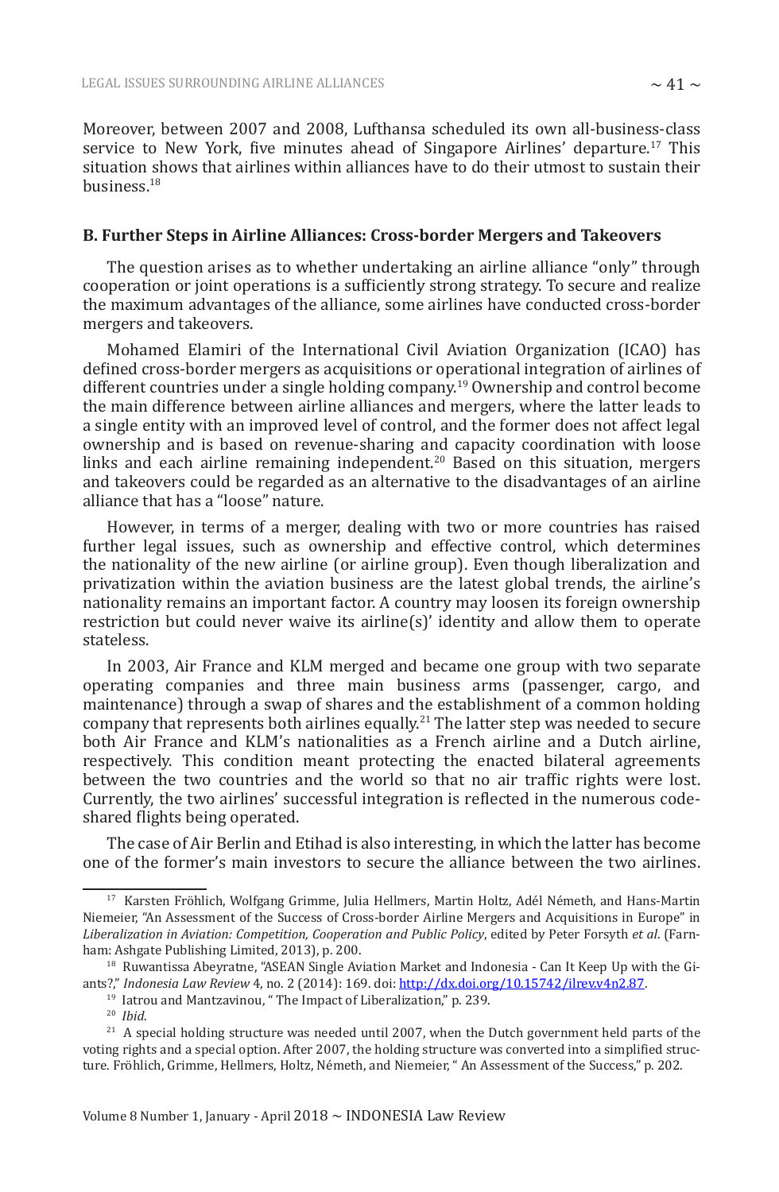Moreover, between 2007 and 2008, Lufthansa scheduled its own all-business-class service to New York, five minutes ahead of Singapore Airlines' departure.[17] This situation shows that airlines within alliances have to do their utmost to sustain their business.[18]

### B. Further Steps in Airline Alliances: Cross-border Mergers and Takeovers

The question arises as to whether undertaking an airline alliance "only" through cooperation or joint operations is a sufficiently strong strategy. To secure and realize the maximum advantages of the alliance, some airlines have conducted cross-border mergers and takeovers.

Mohamed Elamiri of the International Civil Aviation Organization (ICAO) has defined cross-border mergers as acquisitions or operational integration of airlines of different countries under a single holding company.[19] Ownership and control become the main difference between airline alliances and mergers, where the latter leads to a single entity with an improved level of control, and the former does not affect legal ownership and is based on revenue-sharing and capacity coordination with loose links and each airline remaining independent.[20] Based on this situation, mergers and takeovers could be regarded as an alternative to the disadvantages of an airline alliance that has a "loose" nature.

However, in terms of a merger, dealing with two or more countries has raised further legal issues, such as ownership and effective control, which determines the nationality of the new airline (or airline group). Even though liberalization and privatization within the aviation business are the latest global trends, the airline's nationality remains an important factor. A country may loosen its foreign ownership restriction but could never waive its airline(s)' identity and allow them to operate stateless.

In 2003, Air France and KLM merged and became one group with two separate operating companies and three main business arms (passenger, cargo, and maintenance) through a swap of shares and the establishment of a common holding company that represents both airlines equally.[21] The latter step was needed to secure both Air France and KLM's nationalities as a French airline and a Dutch airline, respectively. This condition meant protecting the enacted bilateral agreements between the two countries and the world so that no air traffic rights were lost. Currently, the two airlines' successful integration is reflected in the numerous code-shared flights being operated.

The case of Air Berlin and Etihad is also interesting, in which the latter has become one of the former's main investors to secure the alliance between the two airlines.

---

[17] Karsten Fröhlich, Wolfgang Grimme, Julia Hellmers, Martin Holtz, Adél Németh, and Hans-Martin Niemeier, "An Assessment of the Success of Cross-border Airline Mergers and Acquisitions in Europe" in *Liberalization in Aviation: Competition, Cooperation and Public Policy*, edited by Peter Forsyth *et al*. (Farnham: Ashgate Publishing Limited, 2013), p. 200.

[18] Ruwantissa Abeyratne, "ASEAN Single Aviation Market and Indonesia - Can It Keep Up with the Giants?," *Indonesia Law Review* 4, no. 2 (2014): 169. doi: http://dx.doi.org/10.15742/ilrev.v4n2.87.

[19] Iatrou and Mantzavinou, " The Impact of Liberalization," p. 239.

[20] *Ibid*.

[21] A special holding structure was needed until 2007, when the Dutch government held parts of the voting rights and a special option. After 2007, the holding structure was converted into a simplified structure. Fröhlich, Grimme, Hellmers, Holtz, Németh, and Niemeier, " An Assessment of the Success," p. 202.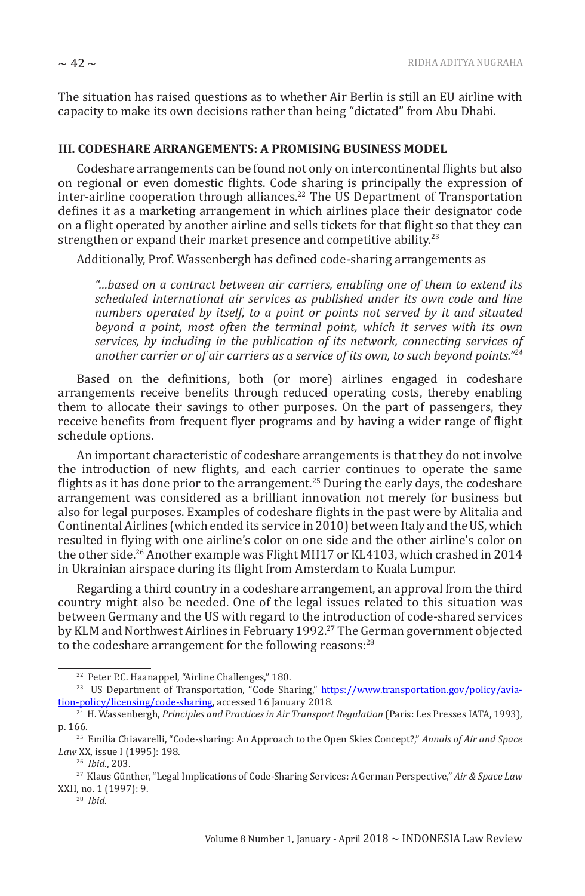The situation has raised questions as to whether Air Berlin is still an EU airline with capacity to make its own decisions rather than being "dictated" from Abu Dhabi.

## III. CODESHARE ARRANGEMENTS: A PROMISING BUSINESS MODEL

Codeshare arrangements can be found not only on intercontinental flights but also on regional or even domestic flights. Code sharing is principally the expression of inter-airline cooperation through alliances.[22] The US Department of Transportation defines it as a marketing arrangement in which airlines place their designator code on a flight operated by another airline and sells tickets for that flight so that they can strengthen or expand their market presence and competitive ability.[23]

Additionally, Prof. Wassenbergh has defined code-sharing arrangements as

> *"...based on a contract between air carriers, enabling one of them to extend its scheduled international air services as published under its own code and line numbers operated by itself, to a point or points not served by it and situated beyond a point, most often the terminal point, which it serves with its own services, by including in the publication of its network, connecting services of another carrier or of air carriers as a service of its own, to such beyond points."*[24]

Based on the definitions, both (or more) airlines engaged in codeshare arrangements receive benefits through reduced operating costs, thereby enabling them to allocate their savings to other purposes. On the part of passengers, they receive benefits from frequent flyer programs and by having a wider range of flight schedule options.

An important characteristic of codeshare arrangements is that they do not involve the introduction of new flights, and each carrier continues to operate the same flights as it has done prior to the arrangement.[25] During the early days, the codeshare arrangement was considered as a brilliant innovation not merely for business but also for legal purposes. Examples of codeshare flights in the past were by Alitalia and Continental Airlines (which ended its service in 2010) between Italy and the US, which resulted in flying with one airline's color on one side and the other airline's color on the other side.[26] Another example was Flight MH17 or KL4103, which crashed in 2014 in Ukrainian airspace during its flight from Amsterdam to Kuala Lumpur.

Regarding a third country in a codeshare arrangement, an approval from the third country might also be needed. One of the legal issues related to this situation was between Germany and the US with regard to the introduction of code-shared services by KLM and Northwest Airlines in February 1992.[27] The German government objected to the codeshare arrangement for the following reasons:[28]

---

[22] Peter P.C. Haanappel, "Airline Challenges," 180.

[23] US Department of Transportation, "Code Sharing," https://www.transportation.gov/policy/aviation-policy/licensing/code-sharing, accessed 16 January 2018.

[24] H. Wassenbergh, *Principles and Practices in Air Transport Regulation* (Paris: Les Presses IATA, 1993), p. 166.

[25] Emilia Chiavarelli, "Code-sharing: An Approach to the Open Skies Concept?," *Annals of Air and Space Law* XX, issue I (1995): 198.

[26] *Ibid.*, 203.

[27] Klaus Günther, "Legal Implications of Code-Sharing Services: A German Perspective," *Air & Space Law* XXII, no. 1 (1997): 9.

[28] *Ibid.*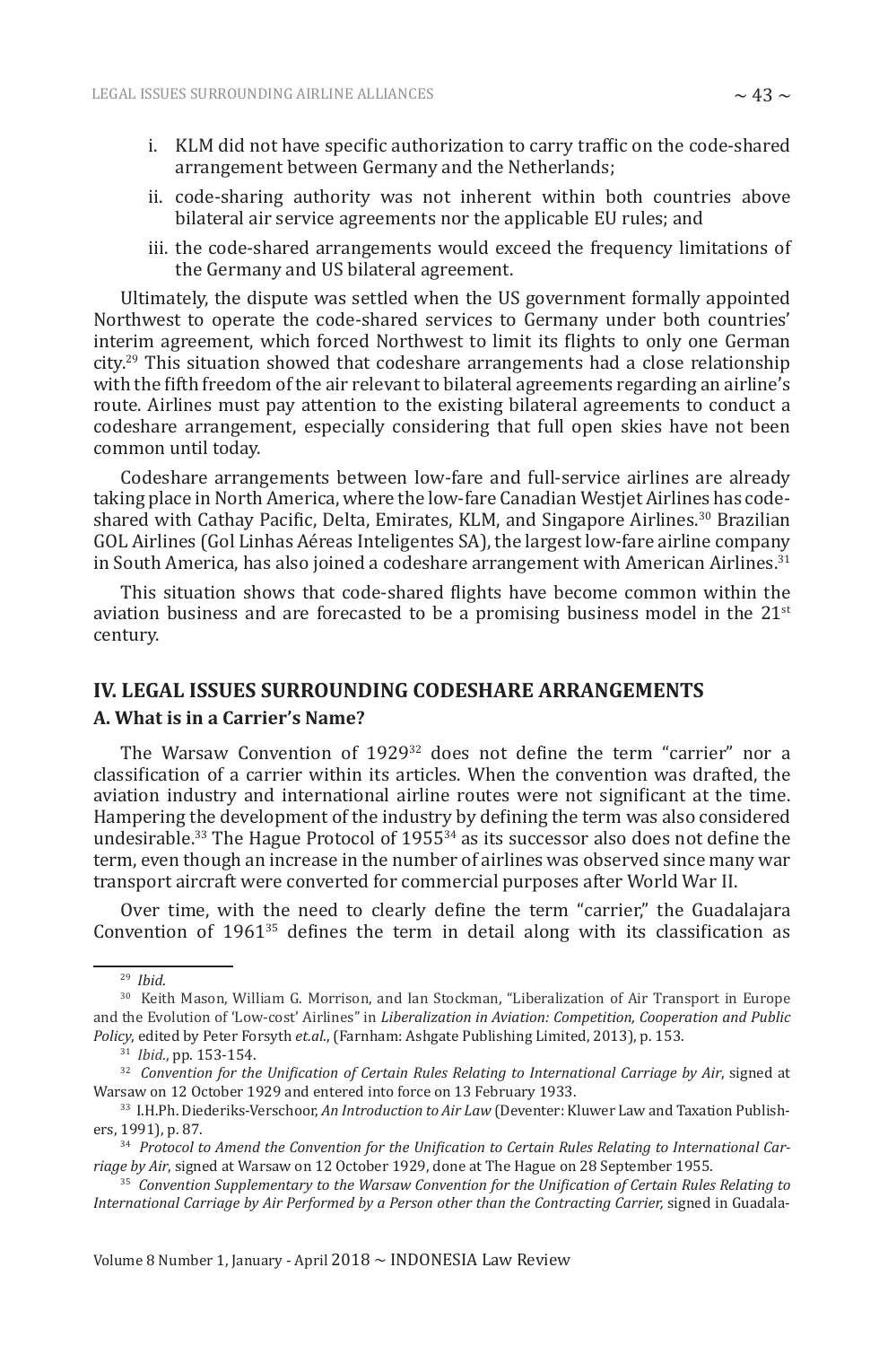i. KLM did not have specific authorization to carry traffic on the code-shared arrangement between Germany and the Netherlands;

ii. code-sharing authority was not inherent within both countries above bilateral air service agreements nor the applicable EU rules; and

iii. the code-shared arrangements would exceed the frequency limitations of the Germany and US bilateral agreement.

Ultimately, the dispute was settled when the US government formally appointed Northwest to operate the code-shared services to Germany under both countries' interim agreement, which forced Northwest to limit its flights to only one German city.[29] This situation showed that codeshare arrangements had a close relationship with the fifth freedom of the air relevant to bilateral agreements regarding an airline's route. Airlines must pay attention to the existing bilateral agreements to conduct a codeshare arrangement, especially considering that full open skies have not been common until today.

Codeshare arrangements between low-fare and full-service airlines are already taking place in North America, where the low-fare Canadian Westjet Airlines has code-shared with Cathay Pacific, Delta, Emirates, KLM, and Singapore Airlines.[30] Brazilian GOL Airlines (Gol Linhas Aéreas Inteligentes SA), the largest low-fare airline company in South America, has also joined a codeshare arrangement with American Airlines.[31]

This situation shows that code-shared flights have become common within the aviation business and are forecasted to be a promising business model in the 21st century.

## IV. LEGAL ISSUES SURROUNDING CODESHARE ARRANGEMENTS

### A. What is in a Carrier's Name?

The Warsaw Convention of 1929[32] does not define the term "carrier" nor a classification of a carrier within its articles. When the convention was drafted, the aviation industry and international airline routes were not significant at the time. Hampering the development of the industry by defining the term was also considered undesirable.[33] The Hague Protocol of 1955[34] as its successor also does not define the term, even though an increase in the number of airlines was observed since many war transport aircraft were converted for commercial purposes after World War II.

Over time, with the need to clearly define the term "carrier," the Guadalajara Convention of 1961[35] defines the term in detail along with its classification as

---

[29] *Ibid.*

[30] Keith Mason, William G. Morrison, and Ian Stockman, "Liberalization of Air Transport in Europe and the Evolution of 'Low-cost' Airlines" in *Liberalization in Aviation: Competition, Cooperation and Public Policy*, edited by Peter Forsyth *et.al.*, (Farnham: Ashgate Publishing Limited, 2013), p. 153.

[31] *Ibid.*, pp. 153-154.

[32] *Convention for the Unification of Certain Rules Relating to International Carriage by Air*, signed at Warsaw on 12 October 1929 and entered into force on 13 February 1933.

[33] I.H.Ph. Diederiks-Verschoor, *An Introduction to Air Law* (Deventer: Kluwer Law and Taxation Publishers, 1991), p. 87.

[34] *Protocol to Amend the Convention for the Unification to Certain Rules Relating to International Carriage by Air*, signed at Warsaw on 12 October 1929, done at The Hague on 28 September 1955.

[35] *Convention Supplementary to the Warsaw Convention for the Unification of Certain Rules Relating to International Carriage by Air Performed by a Person other than the Contracting Carrier,* signed in Guadala-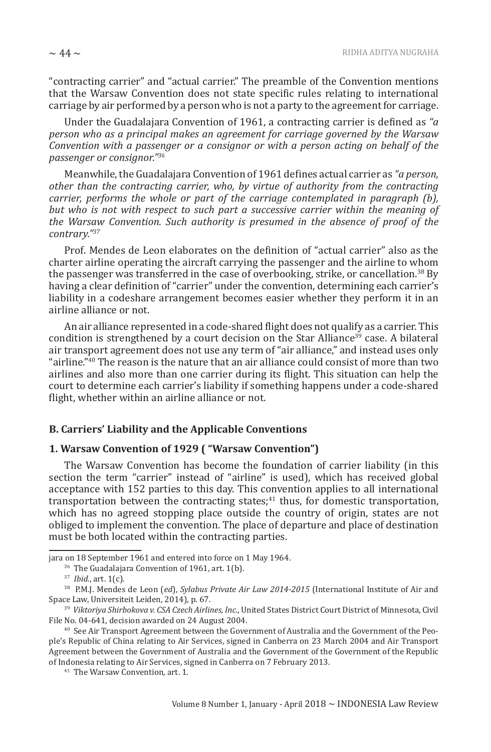"contracting carrier" and "actual carrier." The preamble of the Convention mentions that the Warsaw Convention does not state specific rules relating to international carriage by air performed by a person who is not a party to the agreement for carriage.

Under the Guadalajara Convention of 1961, a contracting carrier is defined as *"a person who as a principal makes an agreement for carriage governed by the Warsaw Convention with a passenger or a consignor or with a person acting on behalf of the passenger or consignor."*[36]

Meanwhile, the Guadalajara Convention of 1961 defines actual carrier as *"a person, other than the contracting carrier, who, by virtue of authority from the contracting carrier, performs the whole or part of the carriage contemplated in paragraph (b), but who is not with respect to such part a successive carrier within the meaning of the Warsaw Convention. Such authority is presumed in the absence of proof of the contrary."*[37]

Prof. Mendes de Leon elaborates on the definition of "actual carrier" also as the charter airline operating the aircraft carrying the passenger and the airline to whom the passenger was transferred in the case of overbooking, strike, or cancellation.[38] By having a clear definition of "carrier" under the convention, determining each carrier's liability in a codeshare arrangement becomes easier whether they perform it in an airline alliance or not.

An air alliance represented in a code-shared flight does not qualify as a carrier. This condition is strengthened by a court decision on the Star Alliance[39] case. A bilateral air transport agreement does not use any term of "air alliance," and instead uses only "airline."[40] The reason is the nature that an air alliance could consist of more than two airlines and also more than one carrier during its flight. This situation can help the court to determine each carrier's liability if something happens under a code-shared flight, whether within an airline alliance or not.

## B. Carriers' Liability and the Applicable Conventions

### 1. Warsaw Convention of 1929 ( "Warsaw Convention")

The Warsaw Convention has become the foundation of carrier liability (in this section the term "carrier" instead of "airline" is used), which has received global acceptance with 152 parties to this day. This convention applies to all international transportation between the contracting states;[41] thus, for domestic transportation, which has no agreed stopping place outside the country of origin, states are not obliged to implement the convention. The place of departure and place of destination must be both located within the contracting parties.

---

jara on 18 September 1961 and entered into force on 1 May 1964.

[36] The Guadalajara Convention of 1961, art. 1(b).

[37] *Ibid.*, art. 1(c).

[38] P.M.J. Mendes de Leon (*ed*), *Sylabus Private Air Law 2014-2015* (International Institute of Air and Space Law, Universiteit Leiden, 2014), p. 67.

[39] *Viktoriya Shirbokova v. CSA Czech Airlines, Inc.*, United States District Court District of Minnesota, Civil File No. 04-641, decision awarded on 24 August 2004.

[40] See Air Transport Agreement between the Government of Australia and the Government of the People's Republic of China relating to Air Services, signed in Canberra on 23 March 2004 and Air Transport Agreement between the Government of Australia and the Government of the Government of the Republic of Indonesia relating to Air Services, signed in Canberra on 7 February 2013.

[41] The Warsaw Convention, art. 1.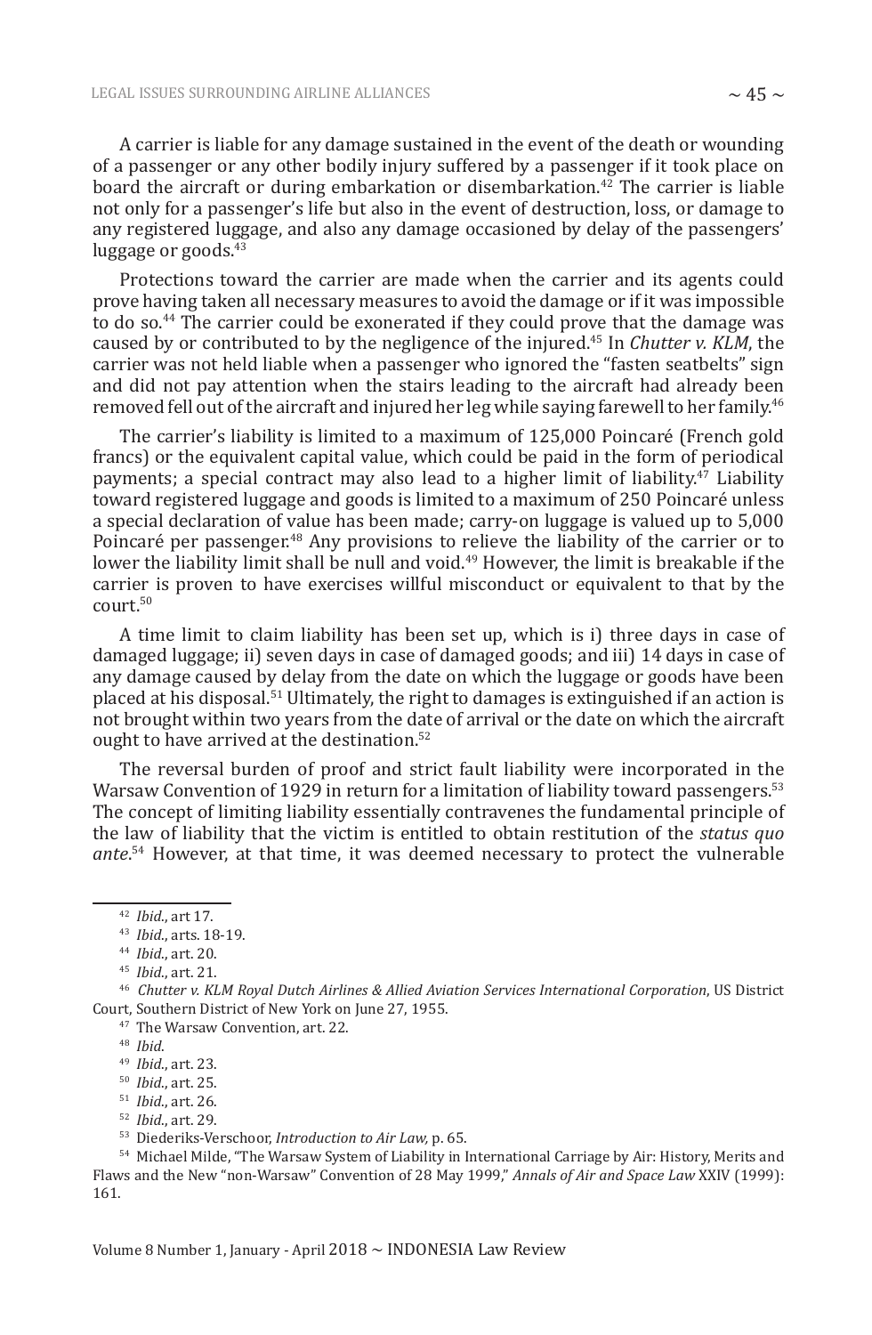A carrier is liable for any damage sustained in the event of the death or wounding of a passenger or any other bodily injury suffered by a passenger if it took place on board the aircraft or during embarkation or disembarkation.[42] The carrier is liable not only for a passenger's life but also in the event of destruction, loss, or damage to any registered luggage, and also any damage occasioned by delay of the passengers' luggage or goods.[43]

Protections toward the carrier are made when the carrier and its agents could prove having taken all necessary measures to avoid the damage or if it was impossible to do so.[44] The carrier could be exonerated if they could prove that the damage was caused by or contributed to by the negligence of the injured.[45] In *Chutter v. KLM*, the carrier was not held liable when a passenger who ignored the "fasten seatbelts" sign and did not pay attention when the stairs leading to the aircraft had already been removed fell out of the aircraft and injured her leg while saying farewell to her family.[46]

The carrier's liability is limited to a maximum of 125,000 Poincaré (French gold francs) or the equivalent capital value, which could be paid in the form of periodical payments; a special contract may also lead to a higher limit of liability.[47] Liability toward registered luggage and goods is limited to a maximum of 250 Poincaré unless a special declaration of value has been made; carry-on luggage is valued up to 5,000 Poincaré per passenger.[48] Any provisions to relieve the liability of the carrier or to lower the liability limit shall be null and void.[49] However, the limit is breakable if the carrier is proven to have exercises willful misconduct or equivalent to that by the court.[50]

A time limit to claim liability has been set up, which is i) three days in case of damaged luggage; ii) seven days in case of damaged goods; and iii) 14 days in case of any damage caused by delay from the date on which the luggage or goods have been placed at his disposal.[51] Ultimately, the right to damages is extinguished if an action is not brought within two years from the date of arrival or the date on which the aircraft ought to have arrived at the destination.[52]

The reversal burden of proof and strict fault liability were incorporated in the Warsaw Convention of 1929 in return for a limitation of liability toward passengers.[53] The concept of limiting liability essentially contravenes the fundamental principle of the law of liability that the victim is entitled to obtain restitution of the *status quo ante*.[54] However, at that time, it was deemed necessary to protect the vulnerable

---

[42] *Ibid*., art 17.

[43] *Ibid*., arts. 18-19.

[44] *Ibid*., art. 20.

[45] *Ibid*., art. 21.

[46] *Chutter v. KLM Royal Dutch Airlines & Allied Aviation Services International Corporation*, US District Court, Southern District of New York on June 27, 1955.

[47] The Warsaw Convention, art. 22.

[48] *Ibid*.

[49] *Ibid*., art. 23.

[50] *Ibid*., art. 25.

[51] *Ibid*., art. 26.

[52] *Ibid*., art. 29.

[53] Diederiks-Verschoor, *Introduction to Air Law,* p. 65.

[54] Michael Milde, "The Warsaw System of Liability in International Carriage by Air: History, Merits and Flaws and the New "non-Warsaw" Convention of 28 May 1999," *Annals of Air and Space Law* XXIV (1999): 161.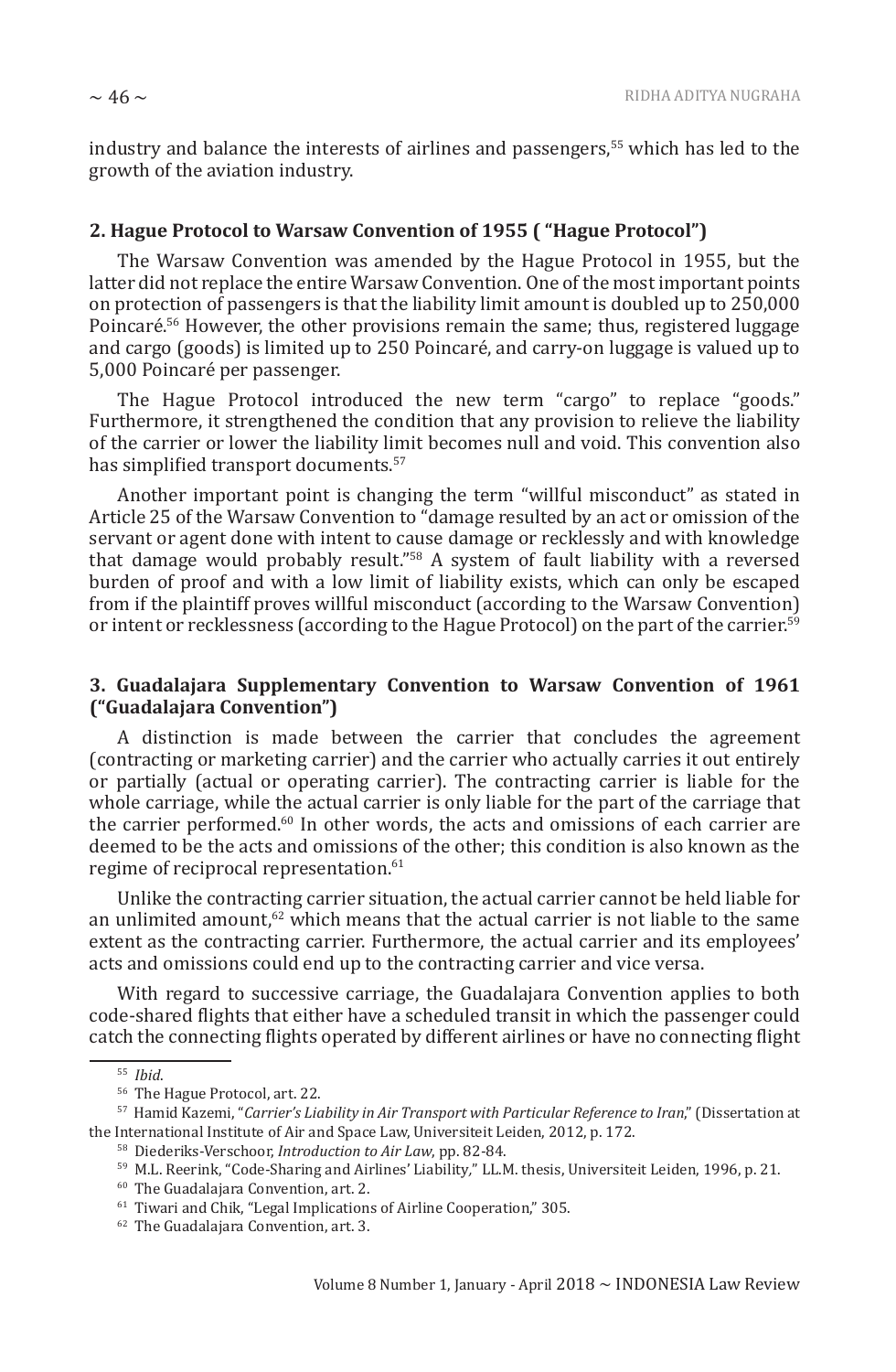industry and balance the interests of airlines and passengers,[55] which has led to the growth of the aviation industry.

### 2. Hague Protocol to Warsaw Convention of 1955 ( "Hague Protocol")

The Warsaw Convention was amended by the Hague Protocol in 1955, but the latter did not replace the entire Warsaw Convention. One of the most important points on protection of passengers is that the liability limit amount is doubled up to 250,000 Poincaré.[56] However, the other provisions remain the same; thus, registered luggage and cargo (goods) is limited up to 250 Poincaré, and carry-on luggage is valued up to 5,000 Poincaré per passenger.

The Hague Protocol introduced the new term "cargo" to replace "goods." Furthermore, it strengthened the condition that any provision to relieve the liability of the carrier or lower the liability limit becomes null and void. This convention also has simplified transport documents.[57]

Another important point is changing the term "willful misconduct" as stated in Article 25 of the Warsaw Convention to "damage resulted by an act or omission of the servant or agent done with intent to cause damage or recklessly and with knowledge that damage would probably result."[58] A system of fault liability with a reversed burden of proof and with a low limit of liability exists, which can only be escaped from if the plaintiff proves willful misconduct (according to the Warsaw Convention) or intent or recklessness (according to the Hague Protocol) on the part of the carrier.[59]

### 3. Guadalajara Supplementary Convention to Warsaw Convention of 1961 ("Guadalajara Convention")

A distinction is made between the carrier that concludes the agreement (contracting or marketing carrier) and the carrier who actually carries it out entirely or partially (actual or operating carrier). The contracting carrier is liable for the whole carriage, while the actual carrier is only liable for the part of the carriage that the carrier performed.[60] In other words, the acts and omissions of each carrier are deemed to be the acts and omissions of the other; this condition is also known as the regime of reciprocal representation.[61]

Unlike the contracting carrier situation, the actual carrier cannot be held liable for an unlimited amount,[62] which means that the actual carrier is not liable to the same extent as the contracting carrier. Furthermore, the actual carrier and its employees' acts and omissions could end up to the contracting carrier and vice versa.

With regard to successive carriage, the Guadalajara Convention applies to both code-shared flights that either have a scheduled transit in which the passenger could catch the connecting flights operated by different airlines or have no connecting flight

---

[55] *Ibid*.

[56] The Hague Protocol, art. 22.

[57] Hamid Kazemi, "*Carrier's Liability in Air Transport with Particular Reference to Iran*," (Dissertation at the International Institute of Air and Space Law, Universiteit Leiden, 2012, p. 172.

[58] Diederiks-Verschoor, *Introduction to Air Law*, pp. 82-84.

[59] M.L. Reerink, "Code-Sharing and Airlines' Liability," LL.M. thesis, Universiteit Leiden, 1996, p. 21.

[60] The Guadalajara Convention, art. 2.

[61] Tiwari and Chik, "Legal Implications of Airline Cooperation," 305.

[62] The Guadalajara Convention, art. 3.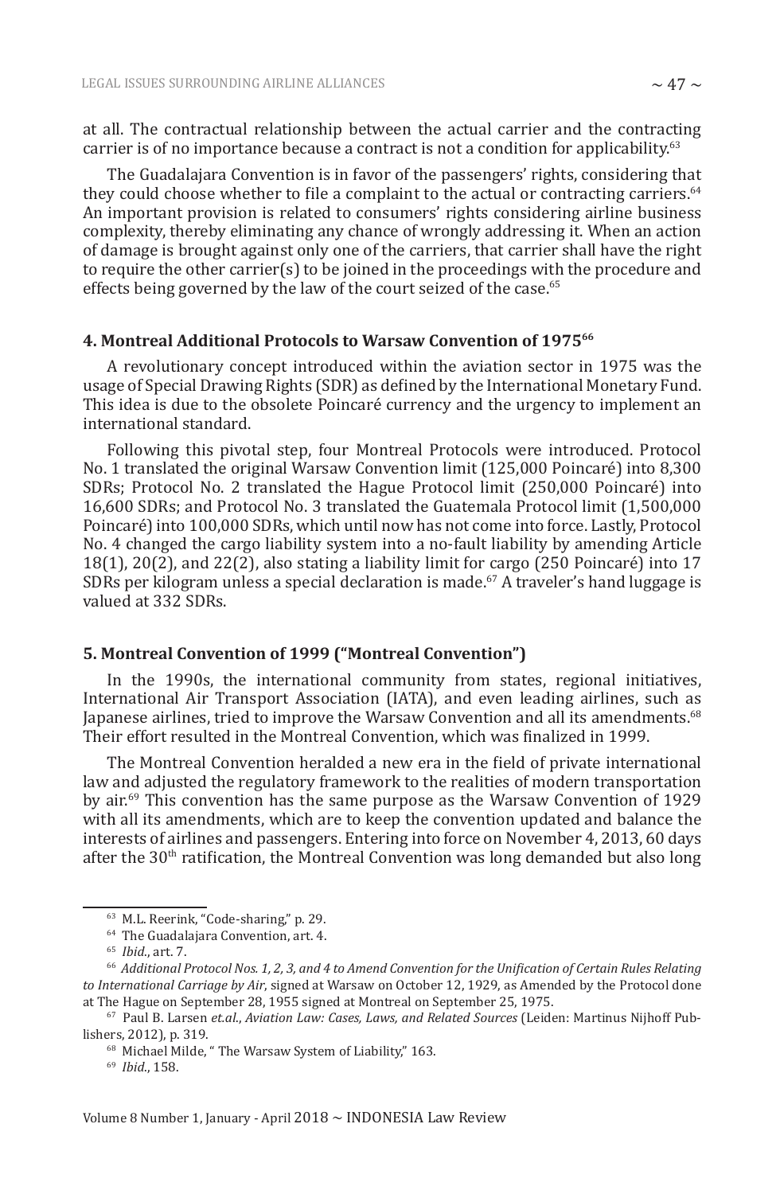at all. The contractual relationship between the actual carrier and the contracting carrier is of no importance because a contract is not a condition for applicability.[63]

The Guadalajara Convention is in favor of the passengers' rights, considering that they could choose whether to file a complaint to the actual or contracting carriers.[64] An important provision is related to consumers' rights considering airline business complexity, thereby eliminating any chance of wrongly addressing it. When an action of damage is brought against only one of the carriers, that carrier shall have the right to require the other carrier(s) to be joined in the proceedings with the procedure and effects being governed by the law of the court seized of the case.[65]

#### 4. Montreal Additional Protocols to Warsaw Convention of 1975[66]

A revolutionary concept introduced within the aviation sector in 1975 was the usage of Special Drawing Rights (SDR) as defined by the International Monetary Fund. This idea is due to the obsolete Poincaré currency and the urgency to implement an international standard.

Following this pivotal step, four Montreal Protocols were introduced. Protocol No. 1 translated the original Warsaw Convention limit (125,000 Poincaré) into 8,300 SDRs; Protocol No. 2 translated the Hague Protocol limit (250,000 Poincaré) into 16,600 SDRs; and Protocol No. 3 translated the Guatemala Protocol limit (1,500,000 Poincaré) into 100,000 SDRs, which until now has not come into force. Lastly, Protocol No. 4 changed the cargo liability system into a no-fault liability by amending Article 18(1), 20(2), and 22(2), also stating a liability limit for cargo (250 Poincaré) into 17 SDRs per kilogram unless a special declaration is made.[67] A traveler's hand luggage is valued at 332 SDRs.

#### 5. Montreal Convention of 1999 ("Montreal Convention")

In the 1990s, the international community from states, regional initiatives, International Air Transport Association (IATA), and even leading airlines, such as Japanese airlines, tried to improve the Warsaw Convention and all its amendments.[68] Their effort resulted in the Montreal Convention, which was finalized in 1999.

The Montreal Convention heralded a new era in the field of private international law and adjusted the regulatory framework to the realities of modern transportation by air.[69] This convention has the same purpose as the Warsaw Convention of 1929 with all its amendments, which are to keep the convention updated and balance the interests of airlines and passengers. Entering into force on November 4, 2013, 60 days after the 30th ratification, the Montreal Convention was long demanded but also long

---

[63] M.L. Reerink, "Code-sharing," p. 29.

[64] The Guadalajara Convention, art. 4.

[65] *Ibid*., art. 7.

[66] *Additional Protocol Nos. 1, 2, 3, and 4 to Amend Convention for the Unification of Certain Rules Relating to International Carriage by Air*, signed at Warsaw on October 12, 1929, as Amended by the Protocol done at The Hague on September 28, 1955 signed at Montreal on September 25, 1975.

[67] Paul B. Larsen *et.al*., *Aviation Law: Cases, Laws, and Related Sources* (Leiden: Martinus Nijhoff Publishers, 2012), p. 319.

[68] Michael Milde, " The Warsaw System of Liability," 163.

[69] *Ibid*., 158.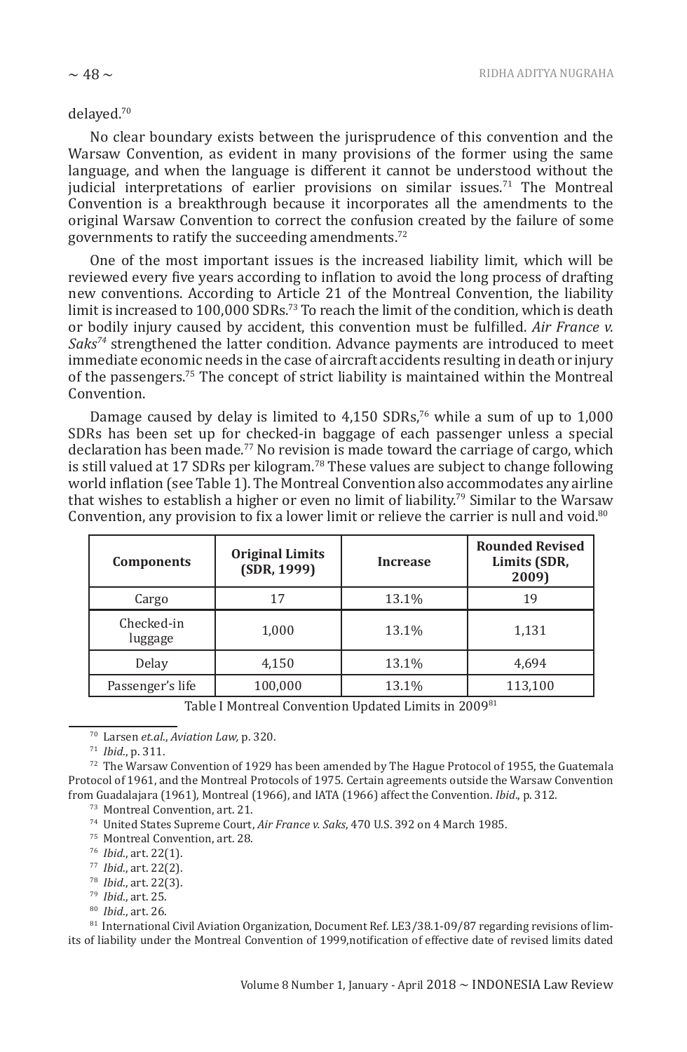delayed.[70]

No clear boundary exists between the jurisprudence of this convention and the Warsaw Convention, as evident in many provisions of the former using the same language, and when the language is different it cannot be understood without the judicial interpretations of earlier provisions on similar issues.[71] The Montreal Convention is a breakthrough because it incorporates all the amendments to the original Warsaw Convention to correct the confusion created by the failure of some governments to ratify the succeeding amendments.[72]

One of the most important issues is the increased liability limit, which will be reviewed every five years according to inflation to avoid the long process of drafting new conventions. According to Article 21 of the Montreal Convention, the liability limit is increased to 100,000 SDRs.[73] To reach the limit of the condition, which is death or bodily injury caused by accident, this convention must be fulfilled. *Air France v. Saks*[74] strengthened the latter condition. Advance payments are introduced to meet immediate economic needs in the case of aircraft accidents resulting in death or injury of the passengers.[75] The concept of strict liability is maintained within the Montreal Convention.

Damage caused by delay is limited to 4,150 SDRs,[76] while a sum of up to 1,000 SDRs has been set up for checked-in baggage of each passenger unless a special declaration has been made.[77] No revision is made toward the carriage of cargo, which is still valued at 17 SDRs per kilogram.[78] These values are subject to change following world inflation (see Table 1). The Montreal Convention also accommodates any airline that wishes to establish a higher or even no limit of liability.[79] Similar to the Warsaw Convention, any provision to fix a lower limit or relieve the carrier is null and void.[80]

| Components | Original Limits (SDR, 1999) | Increase | Rounded Revised Limits (SDR, 2009) |
|---|---|---|---|
| Cargo | 17 | 13.1% | 19 |
| Checked-in luggage | 1,000 | 13.1% | 1,131 |
| Delay | 4,150 | 13.1% | 4,694 |
| Passenger's life | 100,000 | 13.1% | 113,100 |

Table I Montreal Convention Updated Limits in 2009[81]

[70] Larsen *et.al.*, *Aviation Law,* p. 320.

[71] *Ibid.*, p. 311.

[72] The Warsaw Convention of 1929 has been amended by The Hague Protocol of 1955, the Guatemala Protocol of 1961, and the Montreal Protocols of 1975. Certain agreements outside the Warsaw Convention from Guadalajara (1961), Montreal (1966), and IATA (1966) affect the Convention. *Ibid.*, p. 312.

[73] Montreal Convention, art. 21.

[74] United States Supreme Court, *Air France v. Saks*, 470 U.S. 392 on 4 March 1985.

[75] Montreal Convention, art. 28.

[76] *Ibid.*, art. 22(1).

[77] *Ibid.*, art. 22(2).

[78] *Ibid.*, art. 22(3).

[79] *Ibid.*, art. 25.

[80] *Ibid.*, art. 26.

[81] International Civil Aviation Organization, Document Ref. LE3/38.1-09/87 regarding revisions of limits of liability under the Montreal Convention of 1999,notification of effective date of revised limits dated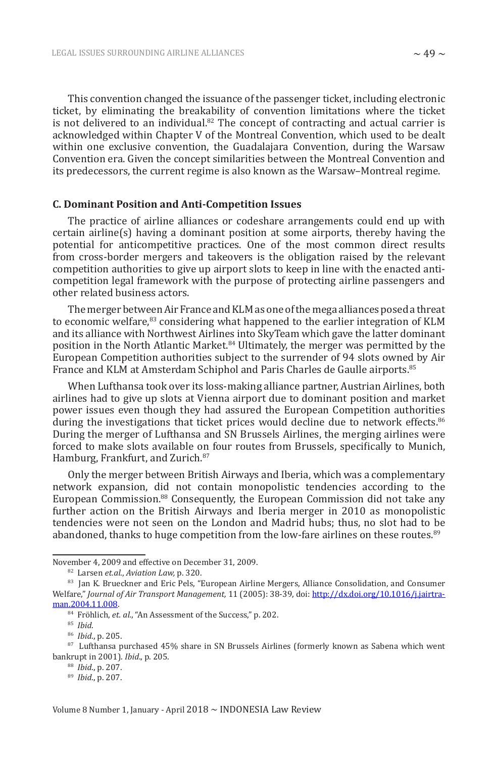This convention changed the issuance of the passenger ticket, including electronic ticket, by eliminating the breakability of convention limitations where the ticket is not delivered to an individual.[82] The concept of contracting and actual carrier is acknowledged within Chapter V of the Montreal Convention, which used to be dealt within one exclusive convention, the Guadalajara Convention, during the Warsaw Convention era. Given the concept similarities between the Montreal Convention and its predecessors, the current regime is also known as the Warsaw–Montreal regime.

### C. Dominant Position and Anti-Competition Issues

The practice of airline alliances or codeshare arrangements could end up with certain airline(s) having a dominant position at some airports, thereby having the potential for anticompetitive practices. One of the most common direct results from cross-border mergers and takeovers is the obligation raised by the relevant competition authorities to give up airport slots to keep in line with the enacted anti-competition legal framework with the purpose of protecting airline passengers and other related business actors.

The merger between Air France and KLM as one of the mega alliances posed a threat to economic welfare,[83] considering what happened to the earlier integration of KLM and its alliance with Northwest Airlines into SkyTeam which gave the latter dominant position in the North Atlantic Market.[84] Ultimately, the merger was permitted by the European Competition authorities subject to the surrender of 94 slots owned by Air France and KLM at Amsterdam Schiphol and Paris Charles de Gaulle airports.[85]

When Lufthansa took over its loss-making alliance partner, Austrian Airlines, both airlines had to give up slots at Vienna airport due to dominant position and market power issues even though they had assured the European Competition authorities during the investigations that ticket prices would decline due to network effects.[86] During the merger of Lufthansa and SN Brussels Airlines, the merging airlines were forced to make slots available on four routes from Brussels, specifically to Munich, Hamburg, Frankfurt, and Zurich.[87]

Only the merger between British Airways and Iberia, which was a complementary network expansion, did not contain monopolistic tendencies according to the European Commission.[88] Consequently, the European Commission did not take any further action on the British Airways and Iberia merger in 2010 as monopolistic tendencies were not seen on the London and Madrid hubs; thus, no slot had to be abandoned, thanks to huge competition from the low-fare airlines on these routes.[89]

---

November 4, 2009 and effective on December 31, 2009.

[82] Larsen *et.al.*, *Aviation Law,* p. 320.

[83] Jan K. Brueckner and Eric Pels, "European Airline Mergers, Alliance Consolidation, and Consumer Welfare," *Journal of Air Transport Management,* 11 (2005): 38-39, doi: http://dx.doi.org/10.1016/j.jairtraman.2004.11.008.

[84] Fröhlich, *et. al.*, "An Assessment of the Success," p. 202.

[85] *Ibid*.

[86] *Ibid.*, p. 205.

[87] Lufthansa purchased 45% share in SN Brussels Airlines (formerly known as Sabena which went bankrupt in 2001). *Ibid.*, p. 205.

[88] *Ibid.*, p. 207.

[89] *Ibid.*, p. 207.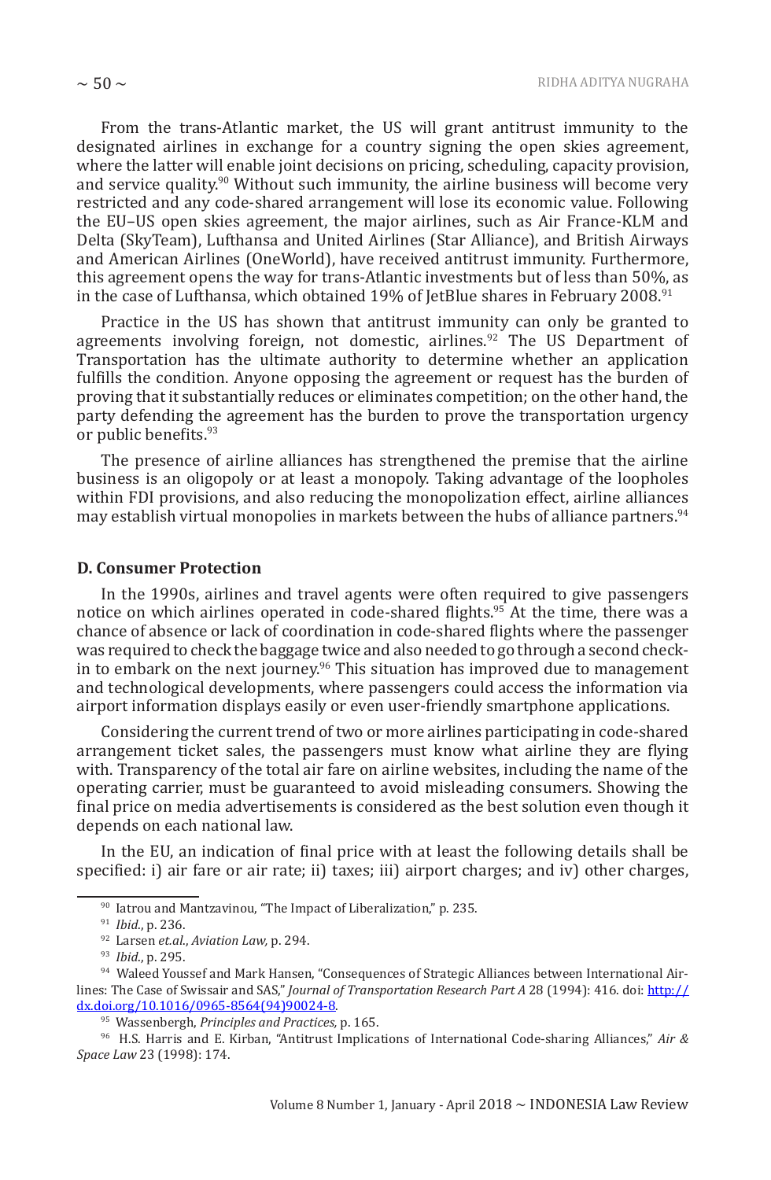From the trans-Atlantic market, the US will grant antitrust immunity to the designated airlines in exchange for a country signing the open skies agreement, where the latter will enable joint decisions on pricing, scheduling, capacity provision, and service quality.[90] Without such immunity, the airline business will become very restricted and any code-shared arrangement will lose its economic value. Following the EU–US open skies agreement, the major airlines, such as Air France-KLM and Delta (SkyTeam), Lufthansa and United Airlines (Star Alliance), and British Airways and American Airlines (OneWorld), have received antitrust immunity. Furthermore, this agreement opens the way for trans-Atlantic investments but of less than 50%, as in the case of Lufthansa, which obtained 19% of JetBlue shares in February 2008.[91]

Practice in the US has shown that antitrust immunity can only be granted to agreements involving foreign, not domestic, airlines.[92] The US Department of Transportation has the ultimate authority to determine whether an application fulfills the condition. Anyone opposing the agreement or request has the burden of proving that it substantially reduces or eliminates competition; on the other hand, the party defending the agreement has the burden to prove the transportation urgency or public benefits.[93]

The presence of airline alliances has strengthened the premise that the airline business is an oligopoly or at least a monopoly. Taking advantage of the loopholes within FDI provisions, and also reducing the monopolization effect, airline alliances may establish virtual monopolies in markets between the hubs of alliance partners.[94]

### D. Consumer Protection

In the 1990s, airlines and travel agents were often required to give passengers notice on which airlines operated in code-shared flights.[95] At the time, there was a chance of absence or lack of coordination in code-shared flights where the passenger was required to check the baggage twice and also needed to go through a second check-in to embark on the next journey.[96] This situation has improved due to management and technological developments, where passengers could access the information via airport information displays easily or even user-friendly smartphone applications.

Considering the current trend of two or more airlines participating in code-shared arrangement ticket sales, the passengers must know what airline they are flying with. Transparency of the total air fare on airline websites, including the name of the operating carrier, must be guaranteed to avoid misleading consumers. Showing the final price on media advertisements is considered as the best solution even though it depends on each national law.

In the EU, an indication of final price with at least the following details shall be specified: i) air fare or air rate; ii) taxes; iii) airport charges; and iv) other charges,

---

[90] Iatrou and Mantzavinou, "The Impact of Liberalization," p. 235.

[91] *Ibid.*, p. 236.

[92] Larsen *et.al.*, *Aviation Law,* p. 294.

[93] *Ibid.*, p. 295.

[94] Waleed Youssef and Mark Hansen, "Consequences of Strategic Alliances between International Airlines: The Case of Swissair and SAS," *Journal of Transportation Research Part A* 28 (1994): 416. doi: http://dx.doi.org/10.1016/0965-8564(94)90024-8.

[95] Wassenbergh, *Principles and Practices,* p. 165.

[96] H.S. Harris and E. Kirban, "Antitrust Implications of International Code-sharing Alliances," *Air & Space Law* 23 (1998): 174.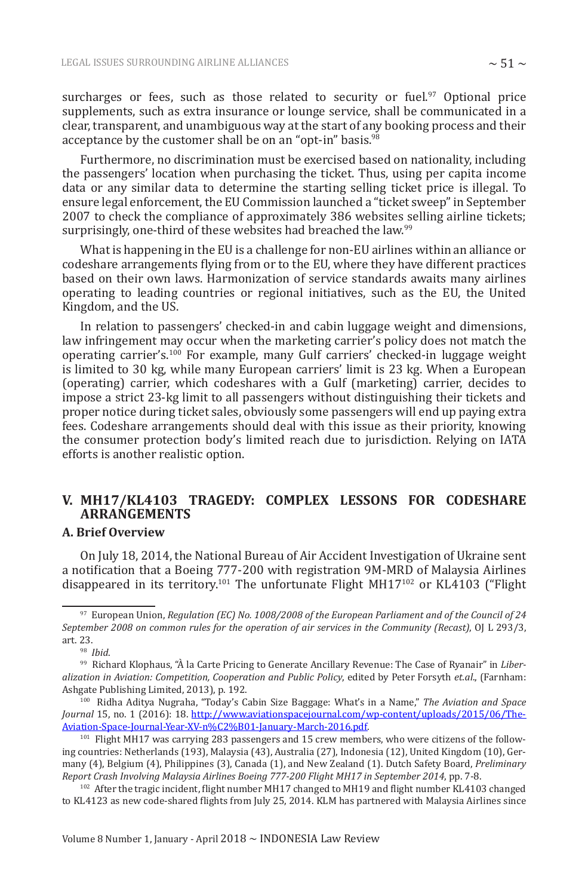surcharges or fees, such as those related to security or fuel.[97] Optional price supplements, such as extra insurance or lounge service, shall be communicated in a clear, transparent, and unambiguous way at the start of any booking process and their acceptance by the customer shall be on an "opt-in" basis.[98]

Furthermore, no discrimination must be exercised based on nationality, including the passengers' location when purchasing the ticket. Thus, using per capita income data or any similar data to determine the starting selling ticket price is illegal. To ensure legal enforcement, the EU Commission launched a "ticket sweep" in September 2007 to check the compliance of approximately 386 websites selling airline tickets; surprisingly, one-third of these websites had breached the law.[99]

What is happening in the EU is a challenge for non-EU airlines within an alliance or codeshare arrangements flying from or to the EU, where they have different practices based on their own laws. Harmonization of service standards awaits many airlines operating to leading countries or regional initiatives, such as the EU, the United Kingdom, and the US.

In relation to passengers' checked-in and cabin luggage weight and dimensions, law infringement may occur when the marketing carrier's policy does not match the operating carrier's.[100] For example, many Gulf carriers' checked-in luggage weight is limited to 30 kg, while many European carriers' limit is 23 kg. When a European (operating) carrier, which codeshares with a Gulf (marketing) carrier, decides to impose a strict 23-kg limit to all passengers without distinguishing their tickets and proper notice during ticket sales, obviously some passengers will end up paying extra fees. Codeshare arrangements should deal with this issue as their priority, knowing the consumer protection body's limited reach due to jurisdiction. Relying on IATA efforts is another realistic option.

## V. MH17/KL4103 TRAGEDY: COMPLEX LESSONS FOR CODESHARE ARRANGEMENTS

### A. Brief Overview

On July 18, 2014, the National Bureau of Air Accident Investigation of Ukraine sent a notification that a Boeing 777-200 with registration 9M-MRD of Malaysia Airlines disappeared in its territory.[101] The unfortunate Flight MH17[102] or KL4103 ("Flight

---

[97] European Union, *Regulation (EC) No. 1008/2008 of the European Parliament and of the Council of 24 September 2008 on common rules for the operation of air services in the Community (Recast)*, OJ L 293/3, art. 23.

[98] *Ibid*.

[99] Richard Klophaus, "À la Carte Pricing to Generate Ancillary Revenue: The Case of Ryanair" in *Liberalization in Aviation: Competition, Cooperation and Public Policy*, edited by Peter Forsyth *et.al*., (Farnham: Ashgate Publishing Limited, 2013), p. 192.

[100] Ridha Aditya Nugraha, "Today's Cabin Size Baggage: What's in a Name," *The Aviation and Space Journal* 15, no. 1 (2016): 18. http://www.aviationspacejournal.com/wp-content/uploads/2015/06/The-Aviation-Space-Journal-Year-XV-n%C2%B01-January-March-2016.pdf.

[101] Flight MH17 was carrying 283 passengers and 15 crew members, who were citizens of the following countries: Netherlands (193), Malaysia (43), Australia (27), Indonesia (12), United Kingdom (10), Germany (4), Belgium (4), Philippines (3), Canada (1), and New Zealand (1). Dutch Safety Board, *Preliminary Report Crash Involving Malaysia Airlines Boeing 777-200 Flight MH17 in September 2014*, pp. 7-8.

[102] After the tragic incident, flight number MH17 changed to MH19 and flight number KL4103 changed to KL4123 as new code-shared flights from July 25, 2014. KLM has partnered with Malaysia Airlines since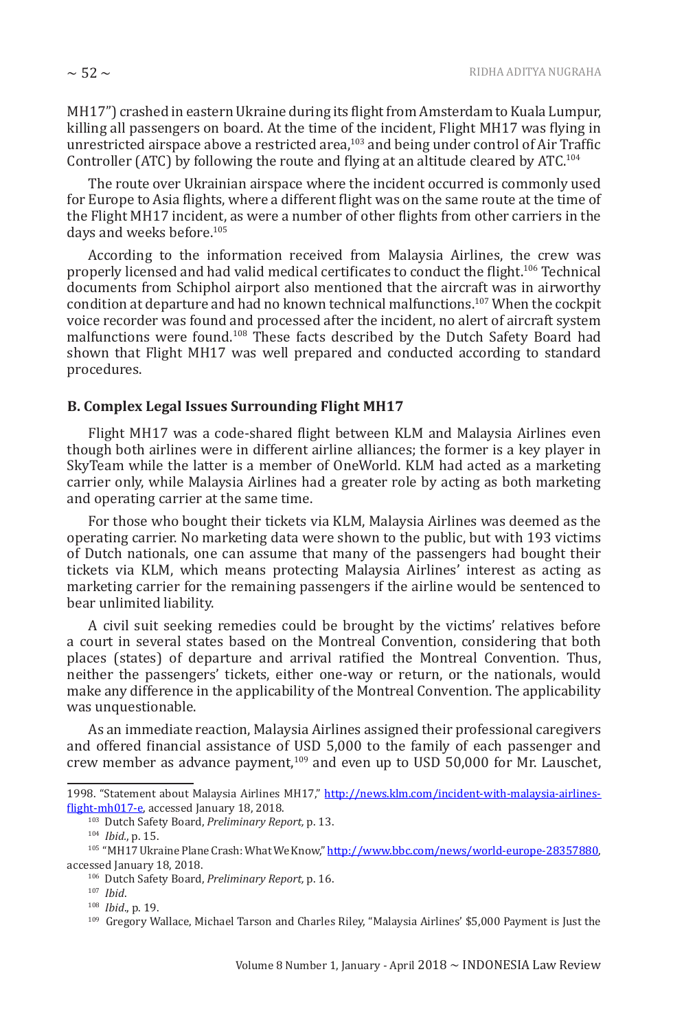MH17") crashed in eastern Ukraine during its flight from Amsterdam to Kuala Lumpur, killing all passengers on board. At the time of the incident, Flight MH17 was flying in unrestricted airspace above a restricted area,[103] and being under control of Air Traffic Controller (ATC) by following the route and flying at an altitude cleared by ATC.[104]

The route over Ukrainian airspace where the incident occurred is commonly used for Europe to Asia flights, where a different flight was on the same route at the time of the Flight MH17 incident, as were a number of other flights from other carriers in the days and weeks before.[105]

According to the information received from Malaysia Airlines, the crew was properly licensed and had valid medical certificates to conduct the flight.[106] Technical documents from Schiphol airport also mentioned that the aircraft was in airworthy condition at departure and had no known technical malfunctions.[107] When the cockpit voice recorder was found and processed after the incident, no alert of aircraft system malfunctions were found.[108] These facts described by the Dutch Safety Board had shown that Flight MH17 was well prepared and conducted according to standard procedures.

## B. Complex Legal Issues Surrounding Flight MH17

Flight MH17 was a code-shared flight between KLM and Malaysia Airlines even though both airlines were in different airline alliances; the former is a key player in SkyTeam while the latter is a member of OneWorld. KLM had acted as a marketing carrier only, while Malaysia Airlines had a greater role by acting as both marketing and operating carrier at the same time.

For those who bought their tickets via KLM, Malaysia Airlines was deemed as the operating carrier. No marketing data were shown to the public, but with 193 victims of Dutch nationals, one can assume that many of the passengers had bought their tickets via KLM, which means protecting Malaysia Airlines' interest as acting as marketing carrier for the remaining passengers if the airline would be sentenced to bear unlimited liability.

A civil suit seeking remedies could be brought by the victims' relatives before a court in several states based on the Montreal Convention, considering that both places (states) of departure and arrival ratified the Montreal Convention. Thus, neither the passengers' tickets, either one-way or return, or the nationals, would make any difference in the applicability of the Montreal Convention. The applicability was unquestionable.

As an immediate reaction, Malaysia Airlines assigned their professional caregivers and offered financial assistance of USD 5,000 to the family of each passenger and crew member as advance payment,[109] and even up to USD 50,000 for Mr. Lauschet,

---

1998. "Statement about Malaysia Airlines MH17," http://news.klm.com/incident-with-malaysia-airlines-flight-mh017-e, accessed January 18, 2018.

[103] Dutch Safety Board, *Preliminary Report,* p. 13.

[104] *Ibid.*, p. 15.

[105] "MH17 Ukraine Plane Crash: What We Know," http://www.bbc.com/news/world-europe-28357880, accessed January 18, 2018.

[106] Dutch Safety Board, *Preliminary Report,* p. 16.

[107] *Ibid*.

[108] *Ibid.*, p. 19.

[109] Gregory Wallace, Michael Tarson and Charles Riley, "Malaysia Airlines' $5,000 Payment is Just the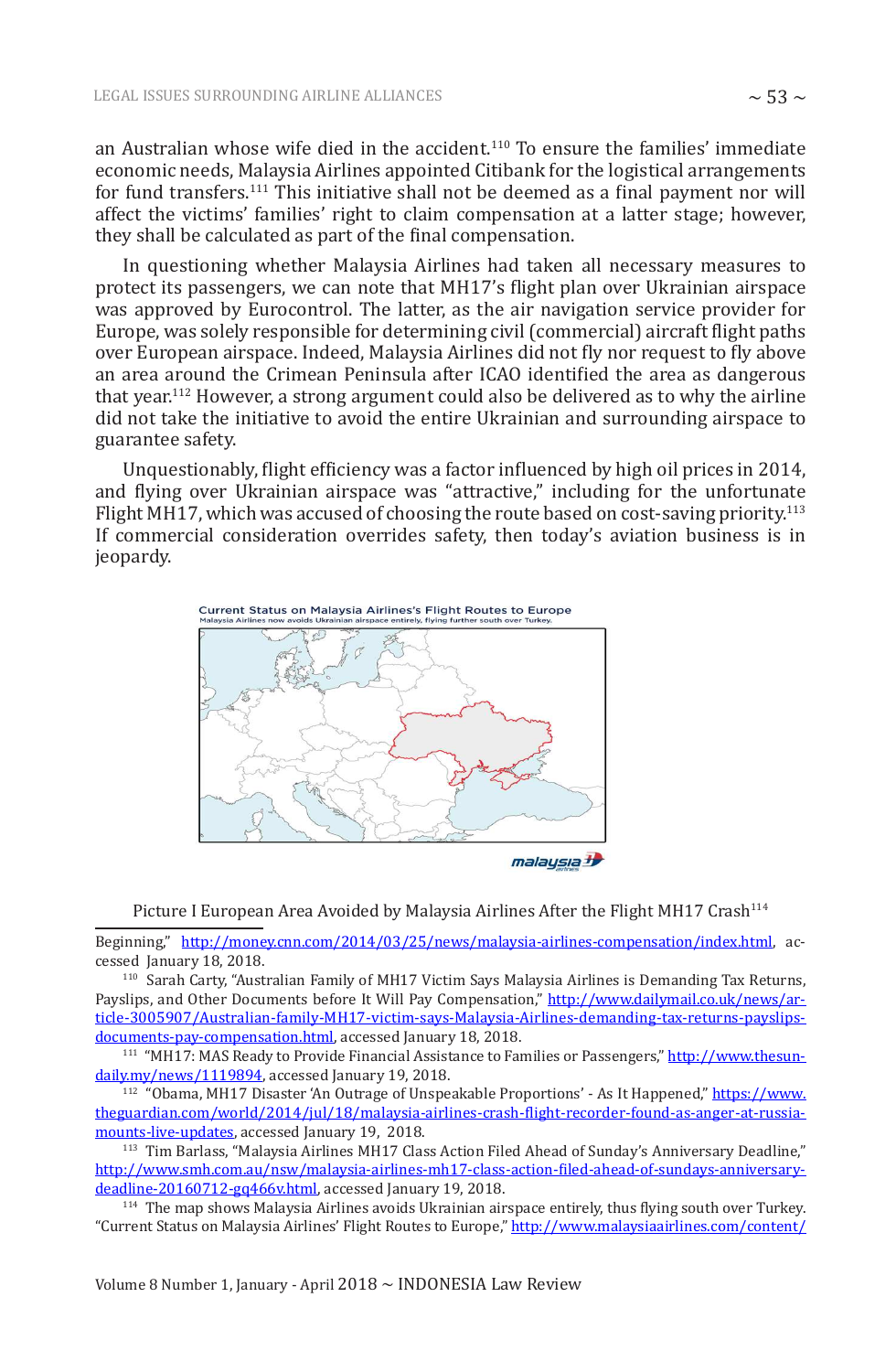an Australian whose wife died in the accident.[110] To ensure the families' immediate economic needs, Malaysia Airlines appointed Citibank for the logistical arrangements for fund transfers.[111] This initiative shall not be deemed as a final payment nor will affect the victims' families' right to claim compensation at a latter stage; however, they shall be calculated as part of the final compensation.

In questioning whether Malaysia Airlines had taken all necessary measures to protect its passengers, we can note that MH17's flight plan over Ukrainian airspace was approved by Eurocontrol. The latter, as the air navigation service provider for Europe, was solely responsible for determining civil (commercial) aircraft flight paths over European airspace. Indeed, Malaysia Airlines did not fly nor request to fly above an area around the Crimean Peninsula after ICAO identified the area as dangerous that year.[112] However, a strong argument could also be delivered as to why the airline did not take the initiative to avoid the entire Ukrainian and surrounding airspace to guarantee safety.

Unquestionably, flight efficiency was a factor influenced by high oil prices in 2014, and flying over Ukrainian airspace was "attractive," including for the unfortunate Flight MH17, which was accused of choosing the route based on cost-saving priority.[113] If commercial consideration overrides safety, then today's aviation business is in jeopardy.

Picture I European Area Avoided by Malaysia Airlines After the Flight MH17 Crash[114]

---

Beginning," http://money.cnn.com/2014/03/25/news/malaysia-airlines-compensation/index.html, accessed January 18, 2018.

[110] Sarah Carty, "Australian Family of MH17 Victim Says Malaysia Airlines is Demanding Tax Returns, Payslips, and Other Documents before It Will Pay Compensation," http://www.dailymail.co.uk/news/article-3005907/Australian-family-MH17-victim-says-Malaysia-Airlines-demanding-tax-returns-payslips-documents-pay-compensation.html, accessed January 18, 2018.

[111] "MH17: MAS Ready to Provide Financial Assistance to Families or Passengers," http://www.thesundaily.my/news/1119894, accessed January 19, 2018.

[112] "Obama, MH17 Disaster 'An Outrage of Unspeakable Proportions' - As It Happened," https://www.theguardian.com/world/2014/jul/18/malaysia-airlines-crash-flight-recorder-found-as-anger-at-russia-mounts-live-updates, accessed January 19, 2018.

[113] Tim Barlass, "Malaysia Airlines MH17 Class Action Filed Ahead of Sunday's Anniversary Deadline," http://www.smh.com.au/nsw/malaysia-airlines-mh17-class-action-filed-ahead-of-sundays-anniversary-deadline-20160712-gq466v.html, accessed January 19, 2018.

[114] The map shows Malaysia Airlines avoids Ukrainian airspace entirely, thus flying south over Turkey. "Current Status on Malaysia Airlines' Flight Routes to Europe," http://www.malaysiaairlines.com/content/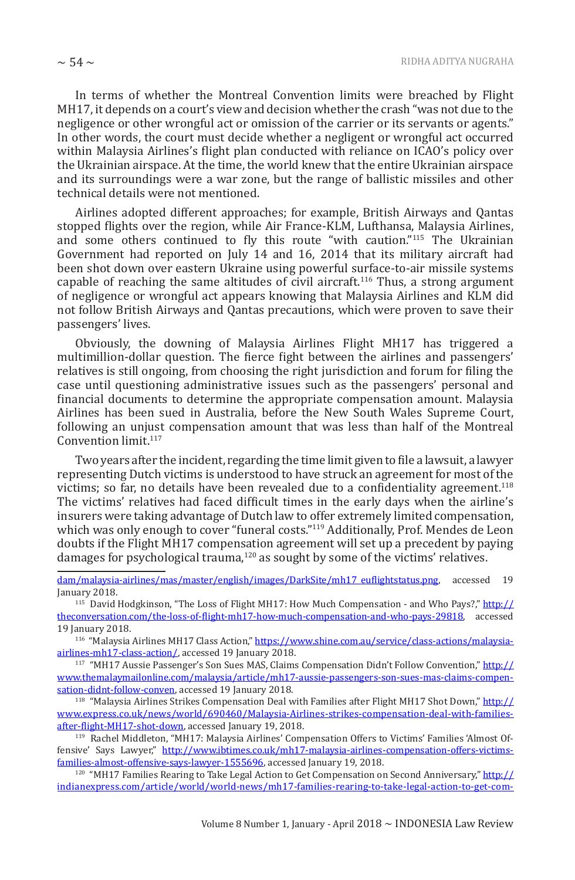In terms of whether the Montreal Convention limits were breached by Flight MH17, it depends on a court's view and decision whether the crash "was not due to the negligence or other wrongful act or omission of the carrier or its servants or agents." In other words, the court must decide whether a negligent or wrongful act occurred within Malaysia Airlines's flight plan conducted with reliance on ICAO's policy over the Ukrainian airspace. At the time, the world knew that the entire Ukrainian airspace and its surroundings were a war zone, but the range of ballistic missiles and other technical details were not mentioned.

Airlines adopted different approaches; for example, British Airways and Qantas stopped flights over the region, while Air France-KLM, Lufthansa, Malaysia Airlines, and some others continued to fly this route "with caution."[115] The Ukrainian Government had reported on July 14 and 16, 2014 that its military aircraft had been shot down over eastern Ukraine using powerful surface-to-air missile systems capable of reaching the same altitudes of civil aircraft.[116] Thus, a strong argument of negligence or wrongful act appears knowing that Malaysia Airlines and KLM did not follow British Airways and Qantas precautions, which were proven to save their passengers' lives.

Obviously, the downing of Malaysia Airlines Flight MH17 has triggered a multimillion-dollar question. The fierce fight between the airlines and passengers' relatives is still ongoing, from choosing the right jurisdiction and forum for filing the case until questioning administrative issues such as the passengers' personal and financial documents to determine the appropriate compensation amount. Malaysia Airlines has been sued in Australia, before the New South Wales Supreme Court, following an unjust compensation amount that was less than half of the Montreal Convention limit.[117]

Two years after the incident, regarding the time limit given to file a lawsuit, a lawyer representing Dutch victims is understood to have struck an agreement for most of the victims; so far, no details have been revealed due to a confidentiality agreement.[118] The victims' relatives had faced difficult times in the early days when the airline's insurers were taking advantage of Dutch law to offer extremely limited compensation, which was only enough to cover "funeral costs."[119] Additionally, Prof. Mendes de Leon doubts if the Flight MH17 compensation agreement will set up a precedent by paying damages for psychological trauma,[120] as sought by some of the victims' relatives.

---

dam/malaysia-airlines/mas/master/english/images/DarkSite/mh17_euflightstatus.png, accessed 19 January 2018.

[115] David Hodgkinson, "The Loss of Flight MH17: How Much Compensation - and Who Pays?," http://theconversation.com/the-loss-of-flight-mh17-how-much-compensation-and-who-pays-29818, accessed 19 January 2018.

[116] "Malaysia Airlines MH17 Class Action," https://www.shine.com.au/service/class-actions/malaysia-airlines-mh17-class-action/, accessed 19 January 2018.

[117] "MH17 Aussie Passenger's Son Sues MAS, Claims Compensation Didn't Follow Convention," http://www.themalaymailonline.com/malaysia/article/mh17-aussie-passengers-son-sues-mas-claims-compensation-didnt-follow-conven, accessed 19 January 2018.

[118] "Malaysia Airlines Strikes Compensation Deal with Families after Flight MH17 Shot Down," http://www.express.co.uk/news/world/690460/Malaysia-Airlines-strikes-compensation-deal-with-families-after-flight-MH17-shot-down, accessed January 19, 2018.

[119] Rachel Middleton, "MH17: Malaysia Airlines' Compensation Offers to Victims' Families 'Almost Offensive' Says Lawyer," http://www.ibtimes.co.uk/mh17-malaysia-airlines-compensation-offers-victims-families-almost-offensive-says-lawyer-1555696, accessed January 19, 2018.

[120] "MH17 Families Rearing to Take Legal Action to Get Compensation on Second Anniversary," http://indianexpress.com/article/world/world-news/mh17-families-rearing-to-take-legal-action-to-get-com-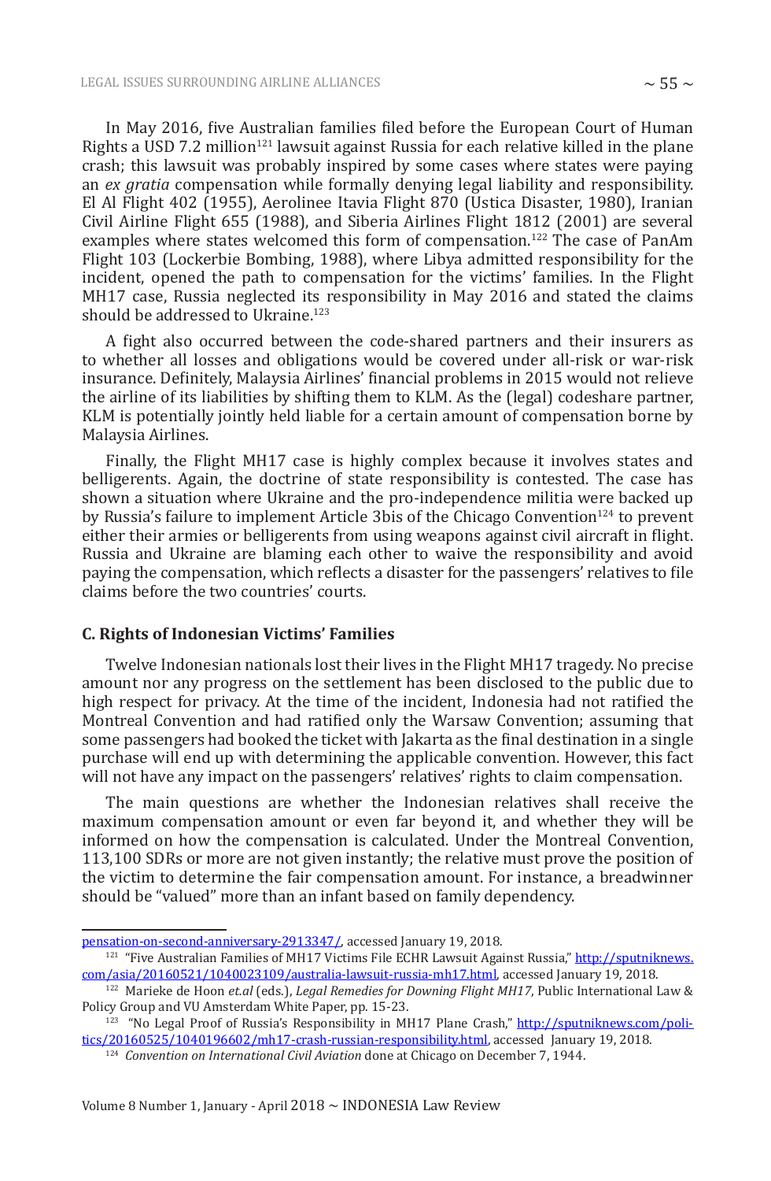In May 2016, five Australian families filed before the European Court of Human Rights a USD 7.2 million[121] lawsuit against Russia for each relative killed in the plane crash; this lawsuit was probably inspired by some cases where states were paying an *ex gratia* compensation while formally denying legal liability and responsibility. El Al Flight 402 (1955), Aerolinee Itavia Flight 870 (Ustica Disaster, 1980), Iranian Civil Airline Flight 655 (1988), and Siberia Airlines Flight 1812 (2001) are several examples where states welcomed this form of compensation.[122] The case of PanAm Flight 103 (Lockerbie Bombing, 1988), where Libya admitted responsibility for the incident, opened the path to compensation for the victims' families. In the Flight MH17 case, Russia neglected its responsibility in May 2016 and stated the claims should be addressed to Ukraine.[123]

A fight also occurred between the code-shared partners and their insurers as to whether all losses and obligations would be covered under all-risk or war-risk insurance. Definitely, Malaysia Airlines' financial problems in 2015 would not relieve the airline of its liabilities by shifting them to KLM. As the (legal) codeshare partner, KLM is potentially jointly held liable for a certain amount of compensation borne by Malaysia Airlines.

Finally, the Flight MH17 case is highly complex because it involves states and belligerents. Again, the doctrine of state responsibility is contested. The case has shown a situation where Ukraine and the pro-independence militia were backed up by Russia's failure to implement Article 3bis of the Chicago Convention[124] to prevent either their armies or belligerents from using weapons against civil aircraft in flight. Russia and Ukraine are blaming each other to waive the responsibility and avoid paying the compensation, which reflects a disaster for the passengers' relatives to file claims before the two countries' courts.

### C. Rights of Indonesian Victims' Families

Twelve Indonesian nationals lost their lives in the Flight MH17 tragedy. No precise amount nor any progress on the settlement has been disclosed to the public due to high respect for privacy. At the time of the incident, Indonesia had not ratified the Montreal Convention and had ratified only the Warsaw Convention; assuming that some passengers had booked the ticket with Jakarta as the final destination in a single purchase will end up with determining the applicable convention. However, this fact will not have any impact on the passengers' relatives' rights to claim compensation.

The main questions are whether the Indonesian relatives shall receive the maximum compensation amount or even far beyond it, and whether they will be informed on how the compensation is calculated. Under the Montreal Convention, 113,100 SDRs or more are not given instantly; the relative must prove the position of the victim to determine the fair compensation amount. For instance, a breadwinner should be "valued" more than an infant based on family dependency.

---

pensation-on-second-anniversary-2913347/, accessed January 19, 2018.

[121] "Five Australian Families of MH17 Victims File ECHR Lawsuit Against Russia," http://sputniknews.com/asia/20160521/1040023109/australia-lawsuit-russia-mh17.html, accessed January 19, 2018.

[122] Marieke de Hoon *et.al* (eds.), *Legal Remedies for Downing Flight MH17*, Public International Law & Policy Group and VU Amsterdam White Paper, pp. 15-23.

[123] "No Legal Proof of Russia's Responsibility in MH17 Plane Crash," http://sputniknews.com/politics/20160525/1040196602/mh17-crash-russian-responsibility.html, accessed January 19, 2018.

[124] *Convention on International Civil Aviation* done at Chicago on December 7, 1944.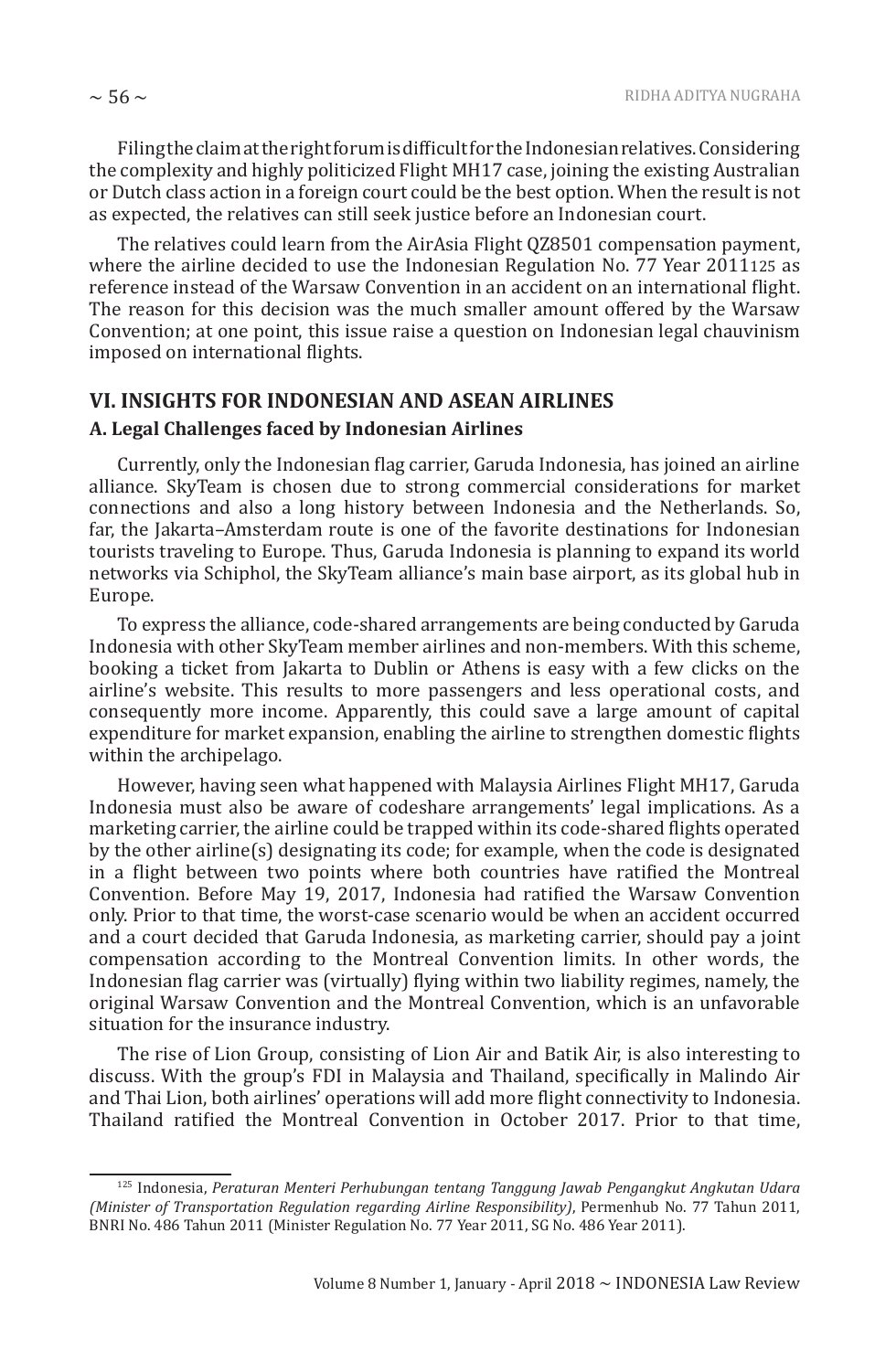Filing the claim at the right forum is difficult for the Indonesian relatives. Considering the complexity and highly politicized Flight MH17 case, joining the existing Australian or Dutch class action in a foreign court could be the best option. When the result is not as expected, the relatives can still seek justice before an Indonesian court.

The relatives could learn from the AirAsia Flight QZ8501 compensation payment, where the airline decided to use the Indonesian Regulation No. 77 Year 2011[125] as reference instead of the Warsaw Convention in an accident on an international flight. The reason for this decision was the much smaller amount offered by the Warsaw Convention; at one point, this issue raise a question on Indonesian legal chauvinism imposed on international flights.

## VI. INSIGHTS FOR INDONESIAN AND ASEAN AIRLINES

### A. Legal Challenges faced by Indonesian Airlines

Currently, only the Indonesian flag carrier, Garuda Indonesia, has joined an airline alliance. SkyTeam is chosen due to strong commercial considerations for market connections and also a long history between Indonesia and the Netherlands. So, far, the Jakarta–Amsterdam route is one of the favorite destinations for Indonesian tourists traveling to Europe. Thus, Garuda Indonesia is planning to expand its world networks via Schiphol, the SkyTeam alliance's main base airport, as its global hub in Europe.

To express the alliance, code-shared arrangements are being conducted by Garuda Indonesia with other SkyTeam member airlines and non-members. With this scheme, booking a ticket from Jakarta to Dublin or Athens is easy with a few clicks on the airline's website. This results to more passengers and less operational costs, and consequently more income. Apparently, this could save a large amount of capital expenditure for market expansion, enabling the airline to strengthen domestic flights within the archipelago.

However, having seen what happened with Malaysia Airlines Flight MH17, Garuda Indonesia must also be aware of codeshare arrangements' legal implications. As a marketing carrier, the airline could be trapped within its code-shared flights operated by the other airline(s) designating its code; for example, when the code is designated in a flight between two points where both countries have ratified the Montreal Convention. Before May 19, 2017, Indonesia had ratified the Warsaw Convention only. Prior to that time, the worst-case scenario would be when an accident occurred and a court decided that Garuda Indonesia, as marketing carrier, should pay a joint compensation according to the Montreal Convention limits. In other words, the Indonesian flag carrier was (virtually) flying within two liability regimes, namely, the original Warsaw Convention and the Montreal Convention, which is an unfavorable situation for the insurance industry.

The rise of Lion Group, consisting of Lion Air and Batik Air, is also interesting to discuss. With the group's FDI in Malaysia and Thailand, specifically in Malindo Air and Thai Lion, both airlines' operations will add more flight connectivity to Indonesia. Thailand ratified the Montreal Convention in October 2017. Prior to that time,

---

[125] Indonesia, *Peraturan Menteri Perhubungan tentang Tanggung Jawab Pengangkut Angkutan Udara (Minister of Transportation Regulation regarding Airline Responsibility)*, Permenhub No. 77 Tahun 2011, BNRI No. 486 Tahun 2011 (Minister Regulation No. 77 Year 2011, SG No. 486 Year 2011).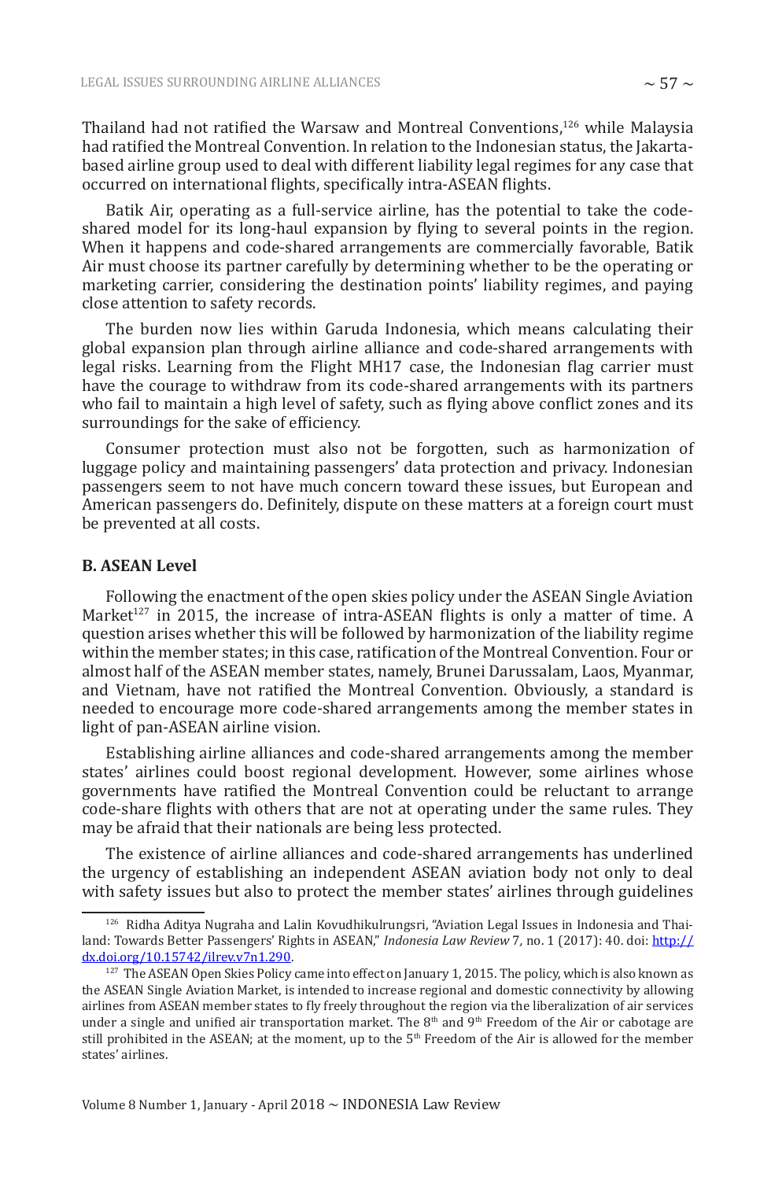Thailand had not ratified the Warsaw and Montreal Conventions,[126] while Malaysia had ratified the Montreal Convention. In relation to the Indonesian status, the Jakarta-based airline group used to deal with different liability legal regimes for any case that occurred on international flights, specifically intra-ASEAN flights.

Batik Air, operating as a full-service airline, has the potential to take the code-shared model for its long-haul expansion by flying to several points in the region. When it happens and code-shared arrangements are commercially favorable, Batik Air must choose its partner carefully by determining whether to be the operating or marketing carrier, considering the destination points' liability regimes, and paying close attention to safety records.

The burden now lies within Garuda Indonesia, which means calculating their global expansion plan through airline alliance and code-shared arrangements with legal risks. Learning from the Flight MH17 case, the Indonesian flag carrier must have the courage to withdraw from its code-shared arrangements with its partners who fail to maintain a high level of safety, such as flying above conflict zones and its surroundings for the sake of efficiency.

Consumer protection must also not be forgotten, such as harmonization of luggage policy and maintaining passengers' data protection and privacy. Indonesian passengers seem to not have much concern toward these issues, but European and American passengers do. Definitely, dispute on these matters at a foreign court must be prevented at all costs.

### B. ASEAN Level

Following the enactment of the open skies policy under the ASEAN Single Aviation Market[127] in 2015, the increase of intra-ASEAN flights is only a matter of time. A question arises whether this will be followed by harmonization of the liability regime within the member states; in this case, ratification of the Montreal Convention. Four or almost half of the ASEAN member states, namely, Brunei Darussalam, Laos, Myanmar, and Vietnam, have not ratified the Montreal Convention. Obviously, a standard is needed to encourage more code-shared arrangements among the member states in light of pan-ASEAN airline vision.

Establishing airline alliances and code-shared arrangements among the member states' airlines could boost regional development. However, some airlines whose governments have ratified the Montreal Convention could be reluctant to arrange code-share flights with others that are not at operating under the same rules. They may be afraid that their nationals are being less protected.

The existence of airline alliances and code-shared arrangements has underlined the urgency of establishing an independent ASEAN aviation body not only to deal with safety issues but also to protect the member states' airlines through guidelines

---

[126] Ridha Aditya Nugraha and Lalin Kovudhikulrungsri, "Aviation Legal Issues in Indonesia and Thailand: Towards Better Passengers' Rights in ASEAN," *Indonesia Law Review* 7, no. 1 (2017): 40. doi: http://dx.doi.org/10.15742/ilrev.v7n1.290.

[127] The ASEAN Open Skies Policy came into effect on January 1, 2015. The policy, which is also known as the ASEAN Single Aviation Market, is intended to increase regional and domestic connectivity by allowing airlines from ASEAN member states to fly freely throughout the region via the liberalization of air services under a single and unified air transportation market. The 8th and 9th Freedom of the Air or cabotage are still prohibited in the ASEAN; at the moment, up to the 5th Freedom of the Air is allowed for the member states' airlines.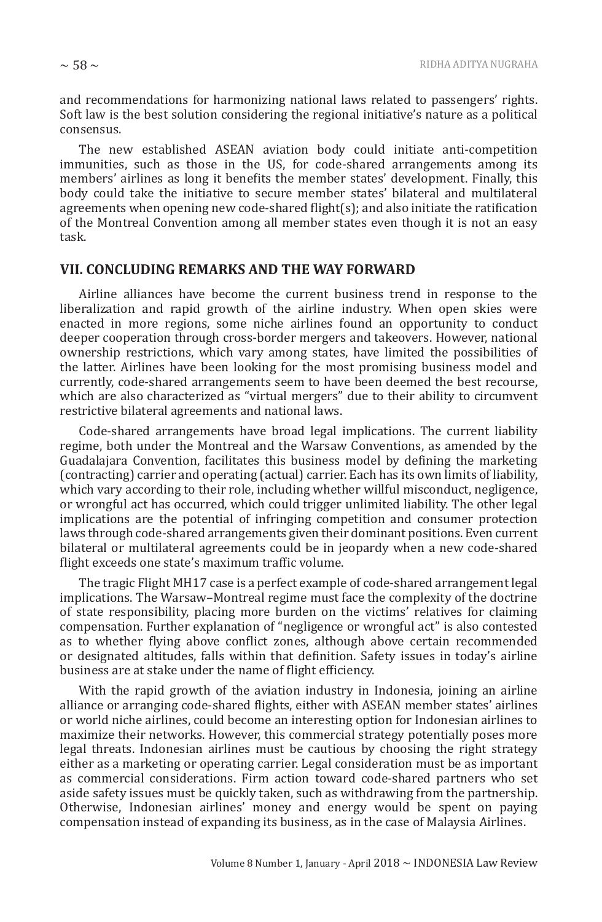and recommendations for harmonizing national laws related to passengers' rights. Soft law is the best solution considering the regional initiative's nature as a political consensus.

The new established ASEAN aviation body could initiate anti-competition immunities, such as those in the US, for code-shared arrangements among its members' airlines as long it benefits the member states' development. Finally, this body could take the initiative to secure member states' bilateral and multilateral agreements when opening new code-shared flight(s); and also initiate the ratification of the Montreal Convention among all member states even though it is not an easy task.

## VII. CONCLUDING REMARKS AND THE WAY FORWARD

Airline alliances have become the current business trend in response to the liberalization and rapid growth of the airline industry. When open skies were enacted in more regions, some niche airlines found an opportunity to conduct deeper cooperation through cross-border mergers and takeovers. However, national ownership restrictions, which vary among states, have limited the possibilities of the latter. Airlines have been looking for the most promising business model and currently, code-shared arrangements seem to have been deemed the best recourse, which are also characterized as "virtual mergers" due to their ability to circumvent restrictive bilateral agreements and national laws.

Code-shared arrangements have broad legal implications. The current liability regime, both under the Montreal and the Warsaw Conventions, as amended by the Guadalajara Convention, facilitates this business model by defining the marketing (contracting) carrier and operating (actual) carrier. Each has its own limits of liability, which vary according to their role, including whether willful misconduct, negligence, or wrongful act has occurred, which could trigger unlimited liability. The other legal implications are the potential of infringing competition and consumer protection laws through code-shared arrangements given their dominant positions. Even current bilateral or multilateral agreements could be in jeopardy when a new code-shared flight exceeds one state's maximum traffic volume.

The tragic Flight MH17 case is a perfect example of code-shared arrangement legal implications. The Warsaw–Montreal regime must face the complexity of the doctrine of state responsibility, placing more burden on the victims' relatives for claiming compensation. Further explanation of "negligence or wrongful act" is also contested as to whether flying above conflict zones, although above certain recommended or designated altitudes, falls within that definition. Safety issues in today's airline business are at stake under the name of flight efficiency.

With the rapid growth of the aviation industry in Indonesia, joining an airline alliance or arranging code-shared flights, either with ASEAN member states' airlines or world niche airlines, could become an interesting option for Indonesian airlines to maximize their networks. However, this commercial strategy potentially poses more legal threats. Indonesian airlines must be cautious by choosing the right strategy either as a marketing or operating carrier. Legal consideration must be as important as commercial considerations. Firm action toward code-shared partners who set aside safety issues must be quickly taken, such as withdrawing from the partnership. Otherwise, Indonesian airlines' money and energy would be spent on paying compensation instead of expanding its business, as in the case of Malaysia Airlines.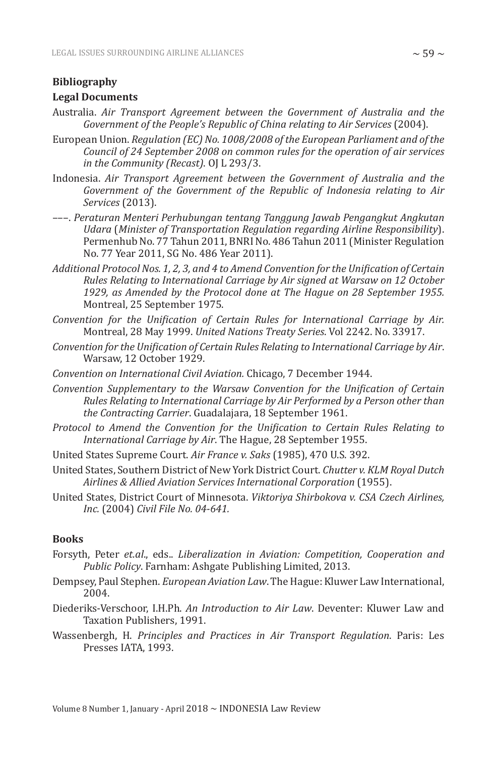## Bibliography

### Legal Documents

Australia. *Air Transport Agreement between the Government of Australia and the Government of the People's Republic of China relating to Air Services* (2004).

European Union. *Regulation (EC) No. 1008/2008 of the European Parliament and of the Council of 24 September 2008 on common rules for the operation of air services in the Community (Recast)*. OJ L 293/3.

Indonesia. *Air Transport Agreement between the Government of Australia and the Government of the Government of the Republic of Indonesia relating to Air Services* (2013).

–––. *Peraturan Menteri Perhubungan tentang Tanggung Jawab Pengangkut Angkutan Udara* (*Minister of Transportation Regulation regarding Airline Responsibility*). Permenhub No. 77 Tahun 2011, BNRI No. 486 Tahun 2011 (Minister Regulation No. 77 Year 2011, SG No. 486 Year 2011).

*Additional Protocol Nos. 1, 2, 3, and 4 to Amend Convention for the Unification of Certain Rules Relating to International Carriage by Air signed at Warsaw on 12 October 1929, as Amended by the Protocol done at The Hague on 28 September 1955.* Montreal, 25 September 1975.

*Convention for the Unification of Certain Rules for International Carriage by Air.* Montreal, 28 May 1999. *United Nations Treaty Series*. Vol 2242. No. 33917.

*Convention for the Unification of Certain Rules Relating to International Carriage by Air*. Warsaw, 12 October 1929.

*Convention on International Civil Aviation.* Chicago, 7 December 1944.

*Convention Supplementary to the Warsaw Convention for the Unification of Certain Rules Relating to International Carriage by Air Performed by a Person other than the Contracting Carrier*. Guadalajara, 18 September 1961.

*Protocol to Amend the Convention for the Unification of Certain Rules Relating to International Carriage by Air*. The Hague, 28 September 1955.

United States Supreme Court. *Air France v. Saks* (1985), 470 U.S. 392.

United States, Southern District of New York District Court. *Chutter v. KLM Royal Dutch Airlines & Allied Aviation Services International Corporation* (1955).

United States, District Court of Minnesota. *Viktoriya Shirbokova v. CSA Czech Airlines, Inc.* (2004) *Civil File No. 04-641.*

### Books

Forsyth, Peter *et.al*., eds.. *Liberalization in Aviation: Competition, Cooperation and Public Policy*. Farnham: Ashgate Publishing Limited, 2013.

Dempsey, Paul Stephen. *European Aviation Law*. The Hague: Kluwer Law International, 2004.

Diederiks-Verschoor, I.H.Ph. *An Introduction to Air Law*. Deventer: Kluwer Law and Taxation Publishers, 1991.

Wassenbergh, H. *Principles and Practices in Air Transport Regulation*. Paris: Les Presses IATA, 1993.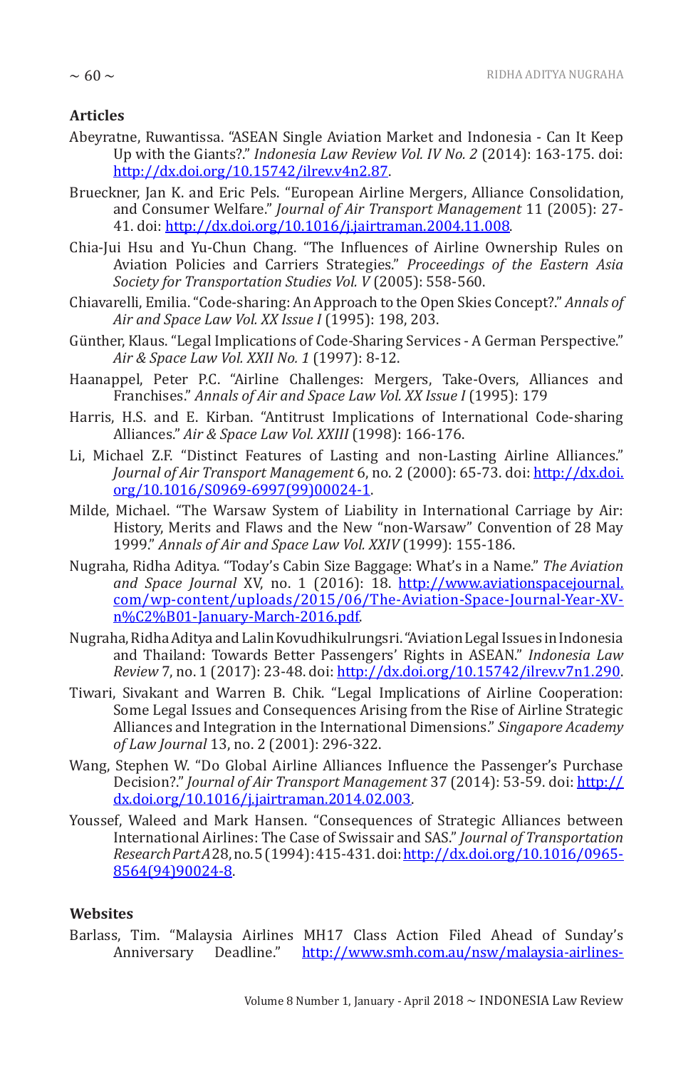### Articles

Abeyratne, Ruwantissa. "ASEAN Single Aviation Market and Indonesia - Can It Keep Up with the Giants?." *Indonesia Law Review Vol. IV No. 2* (2014): 163-175. doi: http://dx.doi.org/10.15742/ilrev.v4n2.87.

Brueckner, Jan K. and Eric Pels. "European Airline Mergers, Alliance Consolidation, and Consumer Welfare." *Journal of Air Transport Management* 11 (2005): 27-41. doi: http://dx.doi.org/10.1016/j.jairtraman.2004.11.008.

Chia-Jui Hsu and Yu-Chun Chang. "The Influences of Airline Ownership Rules on Aviation Policies and Carriers Strategies." *Proceedings of the Eastern Asia Society for Transportation Studies Vol. V* (2005): 558-560.

Chiavarelli, Emilia. "Code-sharing: An Approach to the Open Skies Concept?." *Annals of Air and Space Law Vol. XX Issue I* (1995): 198, 203.

Günther, Klaus. "Legal Implications of Code-Sharing Services - A German Perspective." *Air & Space Law Vol. XXII No. 1* (1997): 8-12.

Haanappel, Peter P.C. "Airline Challenges: Mergers, Take-Overs, Alliances and Franchises." *Annals of Air and Space Law Vol. XX Issue I* (1995): 179

Harris, H.S. and E. Kirban. "Antitrust Implications of International Code-sharing Alliances." *Air & Space Law Vol. XXIII* (1998): 166-176.

Li, Michael Z.F. "Distinct Features of Lasting and non-Lasting Airline Alliances." *Journal of Air Transport Management* 6, no. 2 (2000): 65-73. doi: http://dx.doi.org/10.1016/S0969-6997(99)00024-1.

Milde, Michael. "The Warsaw System of Liability in International Carriage by Air: History, Merits and Flaws and the New "non-Warsaw" Convention of 28 May 1999." *Annals of Air and Space Law Vol. XXIV* (1999): 155-186.

Nugraha, Ridha Aditya. "Today's Cabin Size Baggage: What's in a Name." *The Aviation and Space Journal* XV, no. 1 (2016): 18. http://www.aviationspacejournal.com/wp-content/uploads/2015/06/The-Aviation-Space-Journal-Year-XV-n%C2%B01-January-March-2016.pdf.

Nugraha, Ridha Aditya and Lalin Kovudhikulrungsri. "Aviation Legal Issues in Indonesia and Thailand: Towards Better Passengers' Rights in ASEAN." *Indonesia Law Review* 7, no. 1 (2017): 23-48. doi: http://dx.doi.org/10.15742/ilrev.v7n1.290.

Tiwari, Sivakant and Warren B. Chik. "Legal Implications of Airline Cooperation: Some Legal Issues and Consequences Arising from the Rise of Airline Strategic Alliances and Integration in the International Dimensions." *Singapore Academy of Law Journal* 13, no. 2 (2001): 296-322.

Wang, Stephen W. "Do Global Airline Alliances Influence the Passenger's Purchase Decision?." *Journal of Air Transport Management* 37 (2014): 53-59. doi: http://dx.doi.org/10.1016/j.jairtraman.2014.02.003.

Youssef, Waleed and Mark Hansen. "Consequences of Strategic Alliances between International Airlines: The Case of Swissair and SAS." *Journal of Transportation Research Part A* 28, no. 5 (1994): 415-431. doi: http://dx.doi.org/10.1016/0965-8564(94)90024-8.

### Websites

Barlass, Tim. "Malaysia Airlines MH17 Class Action Filed Ahead of Sunday's Anniversary Deadline." http://www.smh.com.au/nsw/malaysia-airlines-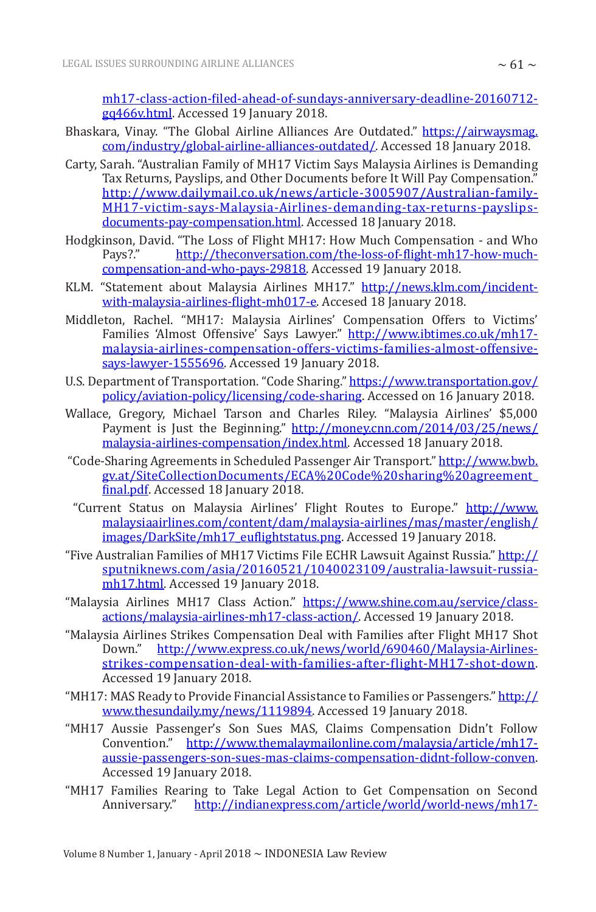mh17-class-action-filed-ahead-of-sundays-anniversary-deadline-20160712-gq466v.html. Accessed 19 January 2018.

Bhaskara, Vinay. "The Global Airline Alliances Are Outdated." https://airwaysmag.com/industry/global-airline-alliances-outdated/. Accessed 18 January 2018.

Carty, Sarah. "Australian Family of MH17 Victim Says Malaysia Airlines is Demanding Tax Returns, Payslips, and Other Documents before It Will Pay Compensation." http://www.dailymail.co.uk/news/article-3005907/Australian-family-MH17-victim-says-Malaysia-Airlines-demanding-tax-returns-payslips-documents-pay-compensation.html. Accessed 18 January 2018.

Hodgkinson, David. "The Loss of Flight MH17: How Much Compensation - and Who Pays?." http://theconversation.com/the-loss-of-flight-mh17-how-much-compensation-and-who-pays-29818. Accessed 19 January 2018.

KLM. "Statement about Malaysia Airlines MH17." http://news.klm.com/incident-with-malaysia-airlines-flight-mh017-e. Accesed 18 January 2018.

Middleton, Rachel. "MH17: Malaysia Airlines' Compensation Offers to Victims' Families 'Almost Offensive' Says Lawyer." http://www.ibtimes.co.uk/mh17-malaysia-airlines-compensation-offers-victims-families-almost-offensive-says-lawyer-1555696. Accessed 19 January 2018.

U.S. Department of Transportation. "Code Sharing." https://www.transportation.gov/policy/aviation-policy/licensing/code-sharing. Accessed on 16 January 2018.

Wallace, Gregory, Michael Tarson and Charles Riley. "Malaysia Airlines' $5,000 Payment is Just the Beginning." http://money.cnn.com/2014/03/25/news/malaysia-airlines-compensation/index.html. Accessed 18 January 2018.

"Code-Sharing Agreements in Scheduled Passenger Air Transport." http://www.bwb.gv.at/SiteCollectionDocuments/ECA%20Code%20sharing%20agreement_final.pdf. Accessed 18 January 2018.

"Current Status on Malaysia Airlines' Flight Routes to Europe." http://www.malaysiaairlines.com/content/dam/malaysia-airlines/mas/master/english/images/DarkSite/mh17_euflightstatus.png. Accessed 19 January 2018.

"Five Australian Families of MH17 Victims File ECHR Lawsuit Against Russia." http://sputniknews.com/asia/20160521/1040023109/australia-lawsuit-russia-mh17.html. Accessed 19 January 2018.

"Malaysia Airlines MH17 Class Action." https://www.shine.com.au/service/class-actions/malaysia-airlines-mh17-class-action/. Accessed 19 January 2018.

"Malaysia Airlines Strikes Compensation Deal with Families after Flight MH17 Shot Down." http://www.express.co.uk/news/world/690460/Malaysia-Airlines-strikes-compensation-deal-with-families-after-flight-MH17-shot-down. Accessed 19 January 2018.

"MH17: MAS Ready to Provide Financial Assistance to Families or Passengers." http://www.thesundaily.my/news/1119894. Accessed 19 January 2018.

"MH17 Aussie Passenger's Son Sues MAS, Claims Compensation Didn't Follow Convention." http://www.themalaymailonline.com/malaysia/article/mh17-aussie-passengers-son-sues-mas-claims-compensation-didnt-follow-conven. Accessed 19 January 2018.

"MH17 Families Rearing to Take Legal Action to Get Compensation on Second Anniversary." http://indianexpress.com/article/world/world-news/mh17-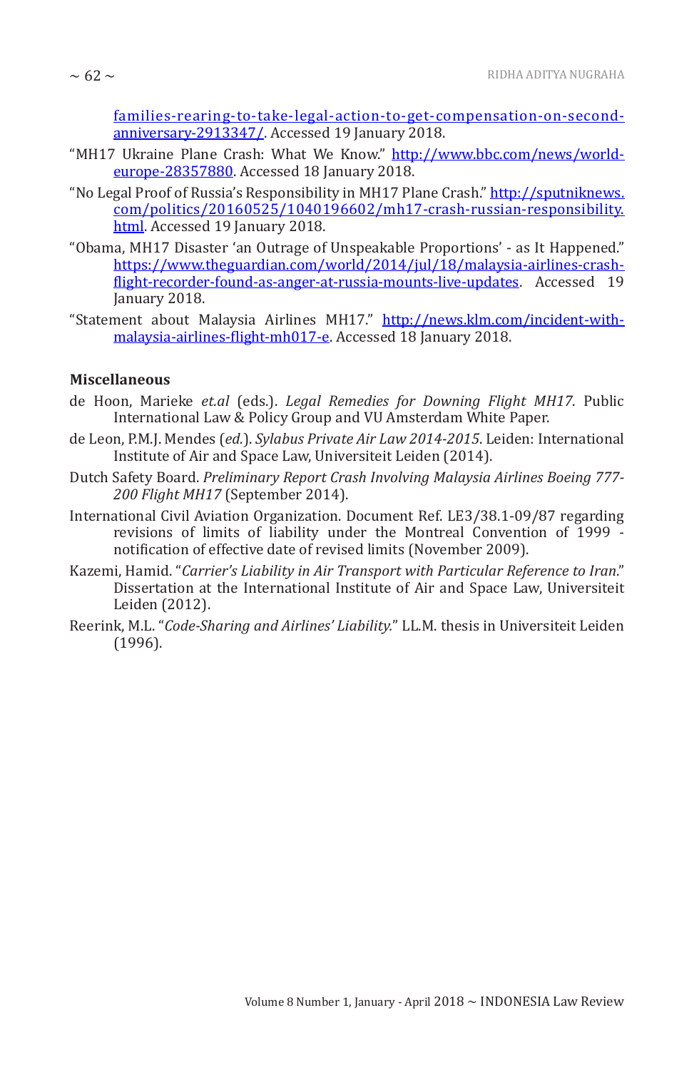families-rearing-to-take-legal-action-to-get-compensation-on-second-anniversary-2913347/. Accessed 19 January 2018.

"MH17 Ukraine Plane Crash: What We Know." http://www.bbc.com/news/world-europe-28357880. Accessed 18 January 2018.

"No Legal Proof of Russia's Responsibility in MH17 Plane Crash." http://sputniknews.com/politics/20160525/1040196602/mh17-crash-russian-responsibility.html. Accessed 19 January 2018.

"Obama, MH17 Disaster 'an Outrage of Unspeakable Proportions' - as It Happened." https://www.theguardian.com/world/2014/jul/18/malaysia-airlines-crash-flight-recorder-found-as-anger-at-russia-mounts-live-updates. Accessed 19 January 2018.

"Statement about Malaysia Airlines MH17." http://news.klm.com/incident-with-malaysia-airlines-flight-mh017-e. Accessed 18 January 2018.

**Miscellaneous**

de Hoon, Marieke *et.al* (eds.). *Legal Remedies for Downing Flight MH17*. Public International Law & Policy Group and VU Amsterdam White Paper.

de Leon, P.M.J. Mendes (*ed.*). *Sylabus Private Air Law 2014-2015*. Leiden: International Institute of Air and Space Law, Universiteit Leiden (2014).

Dutch Safety Board. *Preliminary Report Crash Involving Malaysia Airlines Boeing 777-200 Flight MH17* (September 2014).

International Civil Aviation Organization. Document Ref. LE3/38.1-09/87 regarding revisions of limits of liability under the Montreal Convention of 1999 - notification of effective date of revised limits (November 2009).

Kazemi, Hamid. "*Carrier's Liability in Air Transport with Particular Reference to Iran*." Dissertation at the International Institute of Air and Space Law, Universiteit Leiden (2012).

Reerink, M.L. "*Code-Sharing and Airlines' Liability*." LL.M. thesis in Universiteit Leiden (1996).